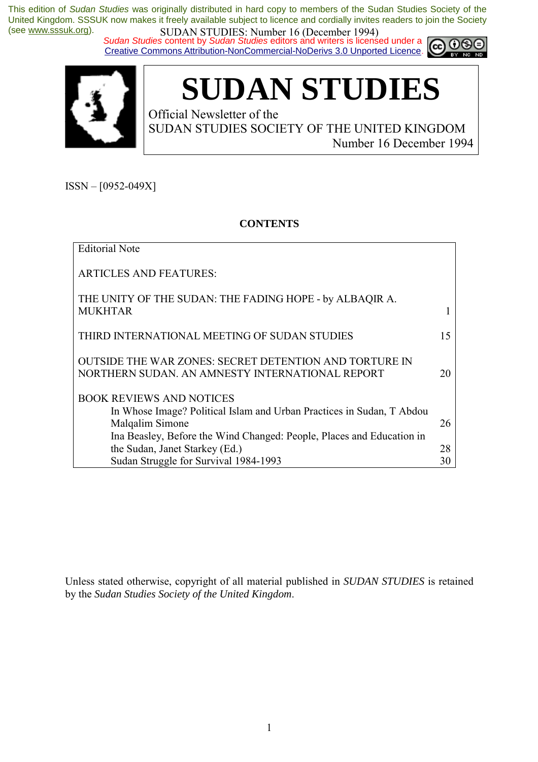This edition of *Sudan Studies* was originally distributed in hard copy to members of the Sudan Studies Society of the United Kingdom. SSSUK now makes it freely available subject to licence and cordially invites readers to join the Society (see www.sssuk.org).

*Sudan Studies* content by *Sudan Studies* editors and writers is licensed under a Creative Commons Attribution-NonCommercial-NoDerivs 3.0 Unported Licence.

# SUDAN STUDIES

Official Newsletter of the
SUDAN STUDIES SOCIETY OF THE UNITED KINGDOM
Number 16 December 1994

ISSN – [0952-049X]

**CONTENTS**

| | |
|---|---|
| Editorial Note | |
| ARTICLES AND FEATURES: | |
| THE UNITY OF THE SUDAN: THE FADING HOPE - by ALBAQIR A. MUKHTAR | 1 |
| THIRD INTERNATIONAL MEETING OF SUDAN STUDIES | 15 |
| OUTSIDE THE WAR ZONES: SECRET DETENTION AND TORTURE IN NORTHERN SUDAN. AN AMNESTY INTERNATIONAL REPORT | 20 |
| BOOK REVIEWS AND NOTICES | |
| In Whose Image? Political Islam and Urban Practices in Sudan, T Abdou Malqalim Simone | 26 |
| Ina Beasley, Before the Wind Changed: People, Places and Education in the Sudan, Janet Starkey (Ed.) | 28 |
| Sudan Struggle for Survival 1984-1993 | 30 |

Unless stated otherwise, copyright of all material published in *SUDAN STUDIES* is retained by the *Sudan Studies Society of the United Kingdom*.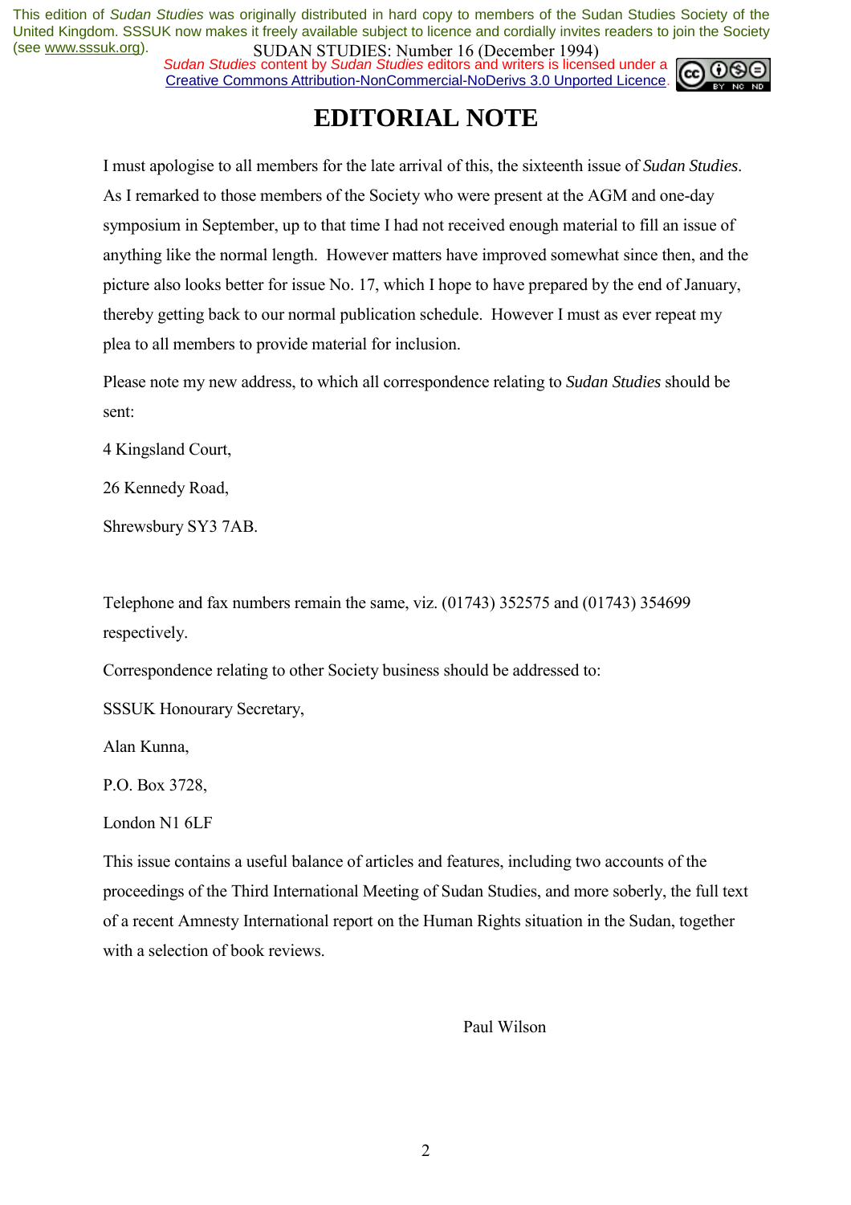# EDITORIAL NOTE

I must apologise to all members for the late arrival of this, the sixteenth issue of *Sudan Studies*. As I remarked to those members of the Society who were present at the AGM and one-day symposium in September, up to that time I had not received enough material to fill an issue of anything like the normal length. However matters have improved somewhat since then, and the picture also looks better for issue No. 17, which I hope to have prepared by the end of January, thereby getting back to our normal publication schedule. However I must as ever repeat my plea to all members to provide material for inclusion.

Please note my new address, to which all correspondence relating to *Sudan Studies* should be sent:

4 Kingsland Court,

26 Kennedy Road,

Shrewsbury SY3 7AB.

Telephone and fax numbers remain the same, viz. (01743) 352575 and (01743) 354699 respectively.

Correspondence relating to other Society business should be addressed to:

SSSUK Honourary Secretary,

Alan Kunna,

P.O. Box 3728,

London N1 6LF

This issue contains a useful balance of articles and features, including two accounts of the proceedings of the Third International Meeting of Sudan Studies, and more soberly, the full text of a recent Amnesty International report on the Human Rights situation in the Sudan, together with a selection of book reviews.

Paul Wilson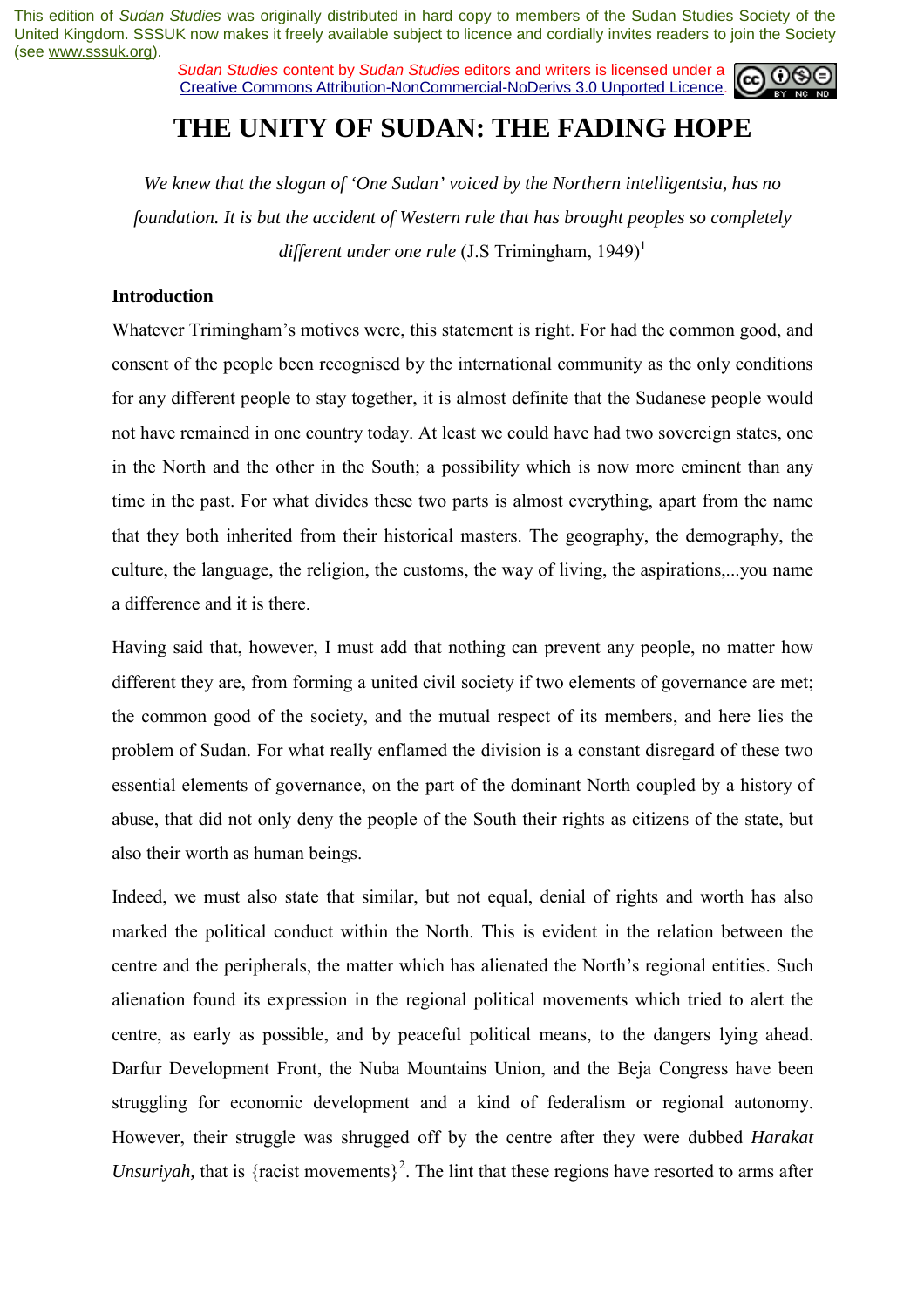This edition of *Sudan Studies* was originally distributed in hard copy to members of the Sudan Studies Society of the United Kingdom. SSSUK now makes it freely available subject to licence and cordially invites readers to join the Society (see www.sssuk.org).

*Sudan Studies* content by *Sudan Studies* editors and writers is licensed under a Creative Commons Attribution-NonCommercial-NoDerivs 3.0 Unported Licence.

# THE UNITY OF SUDAN: THE FADING HOPE

*We knew that the slogan of 'One Sudan' voiced by the Northern intelligentsia, has no foundation. It is but the accident of Western rule that has brought peoples so completely different under one rule* (J.S Trimingham, 1949)[1]

**Introduction**

Whatever Trimingham's motives were, this statement is right. For had the common good, and consent of the people been recognised by the international community as the only conditions for any different people to stay together, it is almost definite that the Sudanese people would not have remained in one country today. At least we could have had two sovereign states, one in the North and the other in the South; a possibility which is now more eminent than any time in the past. For what divides these two parts is almost everything, apart from the name that they both inherited from their historical masters. The geography, the demography, the culture, the language, the religion, the customs, the way of living, the aspirations,...you name a difference and it is there.

Having said that, however, I must add that nothing can prevent any people, no matter how different they are, from forming a united civil society if two elements of governance are met; the common good of the society, and the mutual respect of its members, and here lies the problem of Sudan. For what really enflamed the division is a constant disregard of these two essential elements of governance, on the part of the dominant North coupled by a history of abuse, that did not only deny the people of the South their rights as citizens of the state, but also their worth as human beings.

Indeed, we must also state that similar, but not equal, denial of rights and worth has also marked the political conduct within the North. This is evident in the relation between the centre and the peripherals, the matter which has alienated the North's regional entities. Such alienation found its expression in the regional political movements which tried to alert the centre, as early as possible, and by peaceful political means, to the dangers lying ahead. Darfur Development Front, the Nuba Mountains Union, and the Beja Congress have been struggling for economic development and a kind of federalism or regional autonomy. However, their struggle was shrugged off by the centre after they were dubbed *Harakat Unsuriyah,* that is {racist movements}[2]. The lint that these regions have resorted to arms after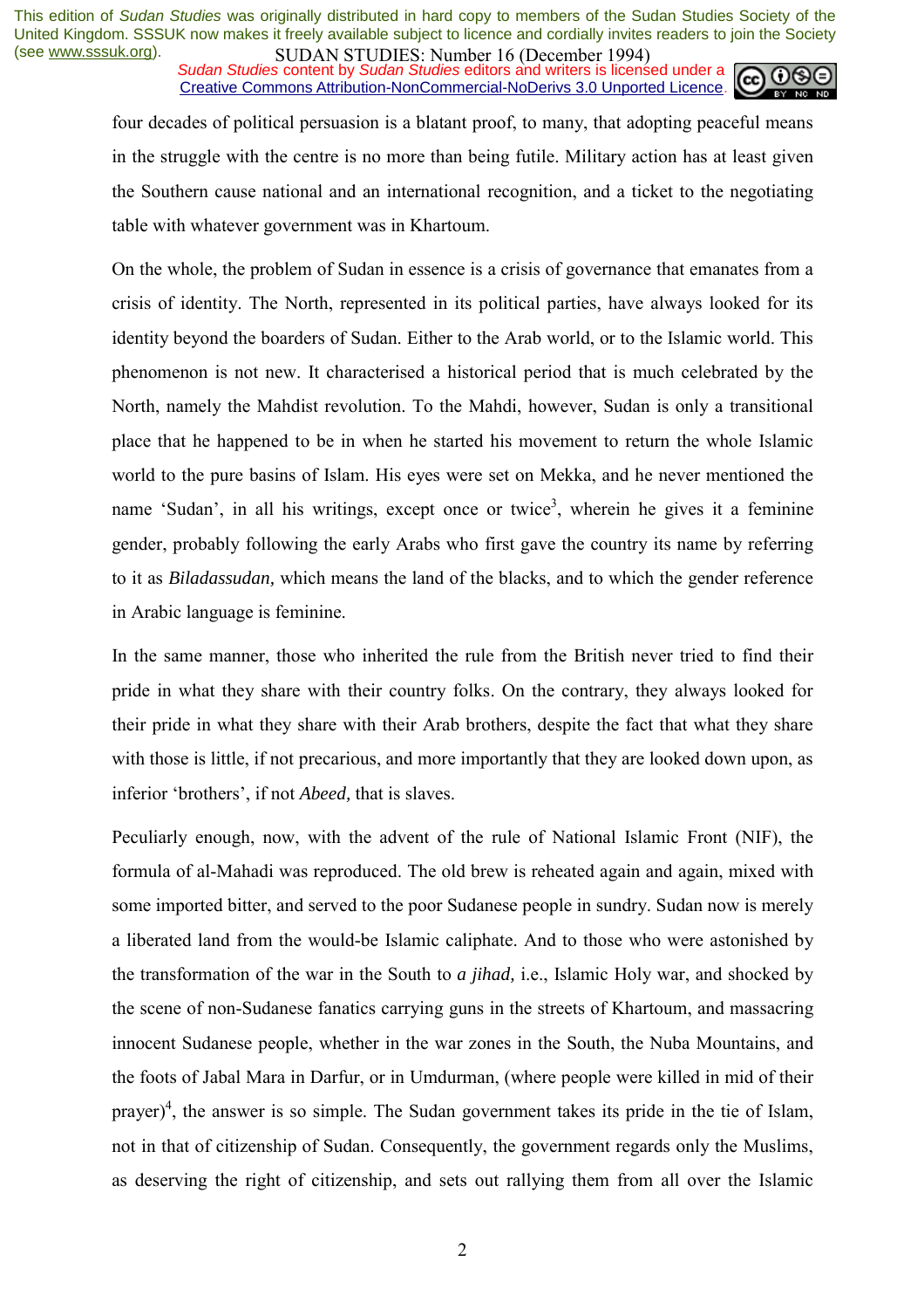four decades of political persuasion is a blatant proof, to many, that adopting peaceful means in the struggle with the centre is no more than being futile. Military action has at least given the Southern cause national and an international recognition, and a ticket to the negotiating table with whatever government was in Khartoum.

On the whole, the problem of Sudan in essence is a crisis of governance that emanates from a crisis of identity. The North, represented in its political parties, have always looked for its identity beyond the boarders of Sudan. Either to the Arab world, or to the Islamic world. This phenomenon is not new. It characterised a historical period that is much celebrated by the North, namely the Mahdist revolution. To the Mahdi, however, Sudan is only a transitional place that he happened to be in when he started his movement to return the whole Islamic world to the pure basins of Islam. His eyes were set on Mekka, and he never mentioned the name 'Sudan', in all his writings, except once or twice[3], wherein he gives it a feminine gender, probably following the early Arabs who first gave the country its name by referring to it as *Biladassudan,* which means the land of the blacks, and to which the gender reference in Arabic language is feminine.

In the same manner, those who inherited the rule from the British never tried to find their pride in what they share with their country folks. On the contrary, they always looked for their pride in what they share with their Arab brothers, despite the fact that what they share with those is little, if not precarious, and more importantly that they are looked down upon, as inferior 'brothers', if not *Abeed,* that is slaves.

Peculiarly enough, now, with the advent of the rule of National Islamic Front (NIF), the formula of al-Mahadi was reproduced. The old brew is reheated again and again, mixed with some imported bitter, and served to the poor Sudanese people in sundry. Sudan now is merely a liberated land from the would-be Islamic caliphate. And to those who were astonished by the transformation of the war in the South to *a jihad,* i.e., Islamic Holy war, and shocked by the scene of non-Sudanese fanatics carrying guns in the streets of Khartoum, and massacring innocent Sudanese people, whether in the war zones in the South, the Nuba Mountains, and the foots of Jabal Mara in Darfur, or in Umdurman, (where people were killed in mid of their prayer)[4], the answer is so simple. The Sudan government takes its pride in the tie of Islam, not in that of citizenship of Sudan. Consequently, the government regards only the Muslims, as deserving the right of citizenship, and sets out rallying them from all over the Islamic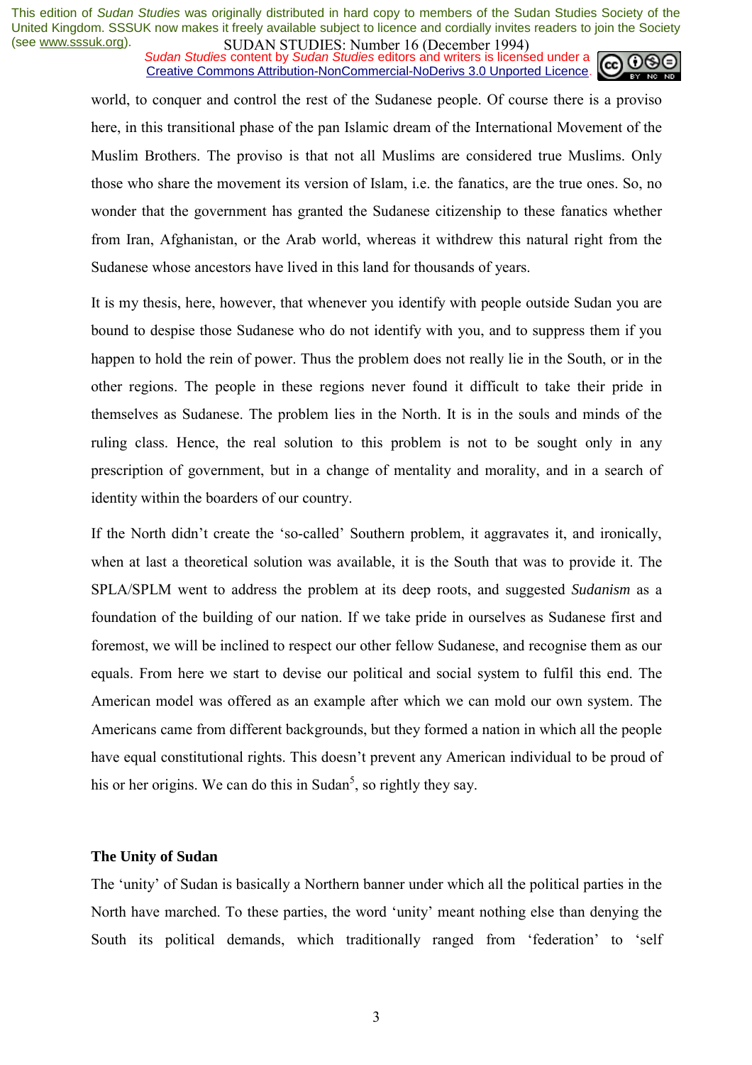world, to conquer and control the rest of the Sudanese people. Of course there is a proviso here, in this transitional phase of the pan Islamic dream of the International Movement of the Muslim Brothers. The proviso is that not all Muslims are considered true Muslims. Only those who share the movement its version of Islam, i.e. the fanatics, are the true ones. So, no wonder that the government has granted the Sudanese citizenship to these fanatics whether from Iran, Afghanistan, or the Arab world, whereas it withdrew this natural right from the Sudanese whose ancestors have lived in this land for thousands of years.

It is my thesis, here, however, that whenever you identify with people outside Sudan you are bound to despise those Sudanese who do not identify with you, and to suppress them if you happen to hold the rein of power. Thus the problem does not really lie in the South, or in the other regions. The people in these regions never found it difficult to take their pride in themselves as Sudanese. The problem lies in the North. It is in the souls and minds of the ruling class. Hence, the real solution to this problem is not to be sought only in any prescription of government, but in a change of mentality and morality, and in a search of identity within the boarders of our country.

If the North didn't create the 'so-called' Southern problem, it aggravates it, and ironically, when at last a theoretical solution was available, it is the South that was to provide it. The SPLA/SPLM went to address the problem at its deep roots, and suggested *Sudanism* as a foundation of the building of our nation. If we take pride in ourselves as Sudanese first and foremost, we will be inclined to respect our other fellow Sudanese, and recognise them as our equals. From here we start to devise our political and social system to fulfil this end. The American model was offered as an example after which we can mold our own system. The Americans came from different backgrounds, but they formed a nation in which all the people have equal constitutional rights. This doesn't prevent any American individual to be proud of his or her origins. We can do this in Sudan[5], so rightly they say.

**The Unity of Sudan**

The 'unity' of Sudan is basically a Northern banner under which all the political parties in the North have marched. To these parties, the word 'unity' meant nothing else than denying the South its political demands, which traditionally ranged from 'federation' to 'self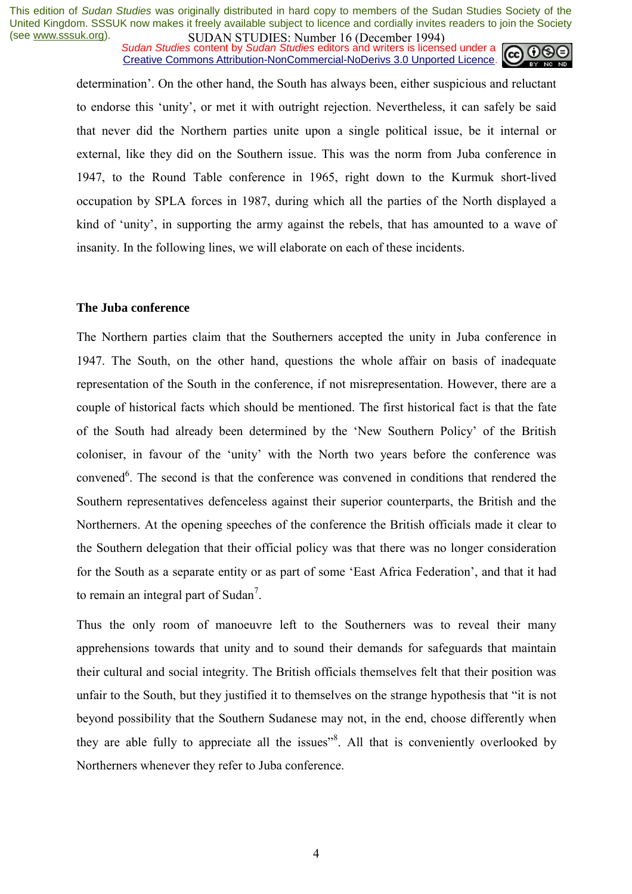determination'. On the other hand, the South has always been, either suspicious and reluctant to endorse this 'unity', or met it with outright rejection. Nevertheless, it can safely be said that never did the Northern parties unite upon a single political issue, be it internal or external, like they did on the Southern issue. This was the norm from Juba conference in 1947, to the Round Table conference in 1965, right down to the Kurmuk short-lived occupation by SPLA forces in 1987, during which all the parties of the North displayed a kind of 'unity', in supporting the army against the rebels, that has amounted to a wave of insanity. In the following lines, we will elaborate on each of these incidents.

## The Juba conference

The Northern parties claim that the Southerners accepted the unity in Juba conference in 1947. The South, on the other hand, questions the whole affair on basis of inadequate representation of the South in the conference, if not misrepresentation. However, there are a couple of historical facts which should be mentioned. The first historical fact is that the fate of the South had already been determined by the 'New Southern Policy' of the British coloniser, in favour of the 'unity' with the North two years before the conference was convened[6]. The second is that the conference was convened in conditions that rendered the Southern representatives defenceless against their superior counterparts, the British and the Northerners. At the opening speeches of the conference the British officials made it clear to the Southern delegation that their official policy was that there was no longer consideration for the South as a separate entity or as part of some 'East Africa Federation', and that it had to remain an integral part of Sudan[7].

Thus the only room of manoeuvre left to the Southerners was to reveal their many apprehensions towards that unity and to sound their demands for safeguards that maintain their cultural and social integrity. The British officials themselves felt that their position was unfair to the South, but they justified it to themselves on the strange hypothesis that "it is not beyond possibility that the Southern Sudanese may not, in the end, choose differently when they are able fully to appreciate all the issues"[8]. All that is conveniently overlooked by Northerners whenever they refer to Juba conference.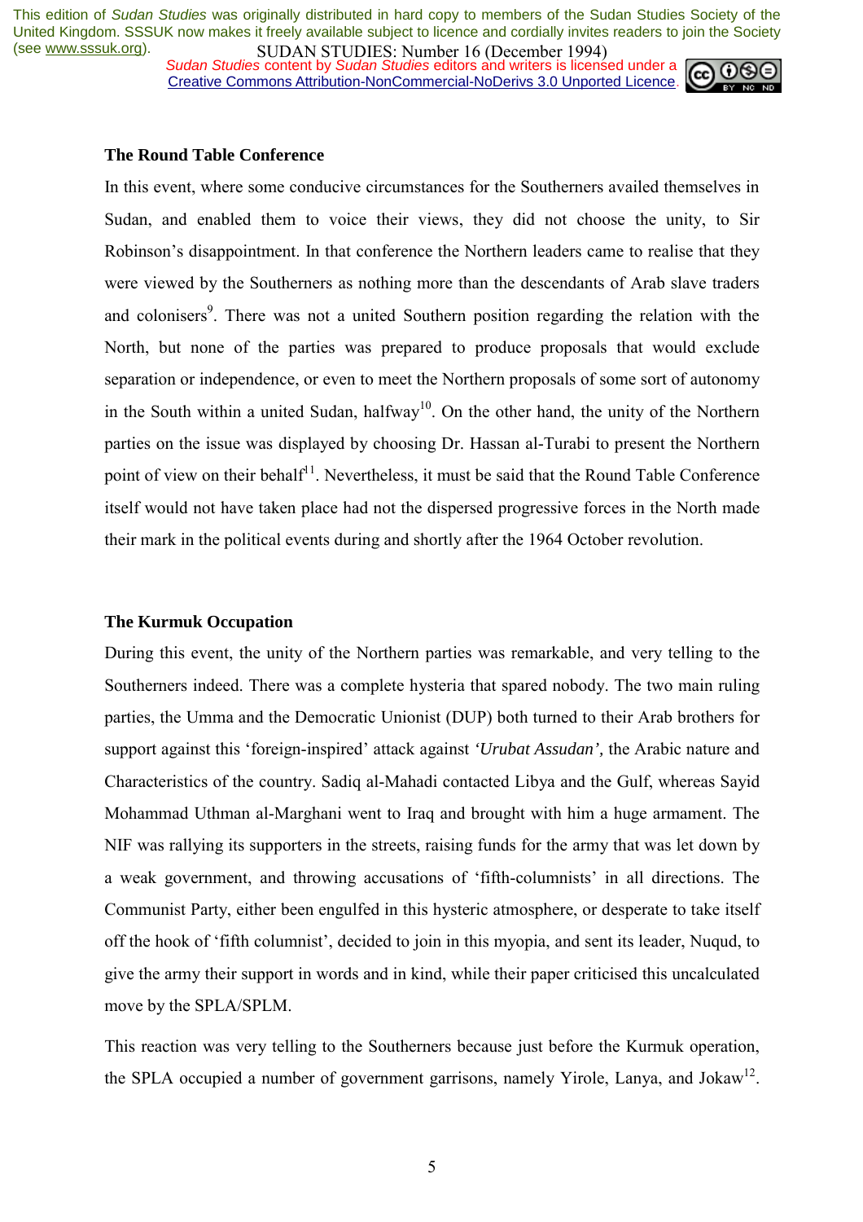### The Round Table Conference

In this event, where some conducive circumstances for the Southerners availed themselves in Sudan, and enabled them to voice their views, they did not choose the unity, to Sir Robinson's disappointment. In that conference the Northern leaders came to realise that they were viewed by the Southerners as nothing more than the descendants of Arab slave traders and colonisers[9]. There was not a united Southern position regarding the relation with the North, but none of the parties was prepared to produce proposals that would exclude separation or independence, or even to meet the Northern proposals of some sort of autonomy in the South within a united Sudan, halfway[10]. On the other hand, the unity of the Northern parties on the issue was displayed by choosing Dr. Hassan al-Turabi to present the Northern point of view on their behalf[11]. Nevertheless, it must be said that the Round Table Conference itself would not have taken place had not the dispersed progressive forces in the North made their mark in the political events during and shortly after the 1964 October revolution.

### The Kurmuk Occupation

During this event, the unity of the Northern parties was remarkable, and very telling to the Southerners indeed. There was a complete hysteria that spared nobody. The two main ruling parties, the Umma and the Democratic Unionist (DUP) both turned to their Arab brothers for support against this 'foreign-inspired' attack against *'Urubat Assudan',* the Arabic nature and Characteristics of the country. Sadiq al-Mahadi contacted Libya and the Gulf, whereas Sayid Mohammad Uthman al-Marghani went to Iraq and brought with him a huge armament. The NIF was rallying its supporters in the streets, raising funds for the army that was let down by a weak government, and throwing accusations of 'fifth-columnists' in all directions. The Communist Party, either been engulfed in this hysteric atmosphere, or desperate to take itself off the hook of 'fifth columnist', decided to join in this myopia, and sent its leader, Nuqud, to give the army their support in words and in kind, while their paper criticised this uncalculated move by the SPLA/SPLM.

This reaction was very telling to the Southerners because just before the Kurmuk operation, the SPLA occupied a number of government garrisons, namely Yirole, Lanya, and Jokaw[12].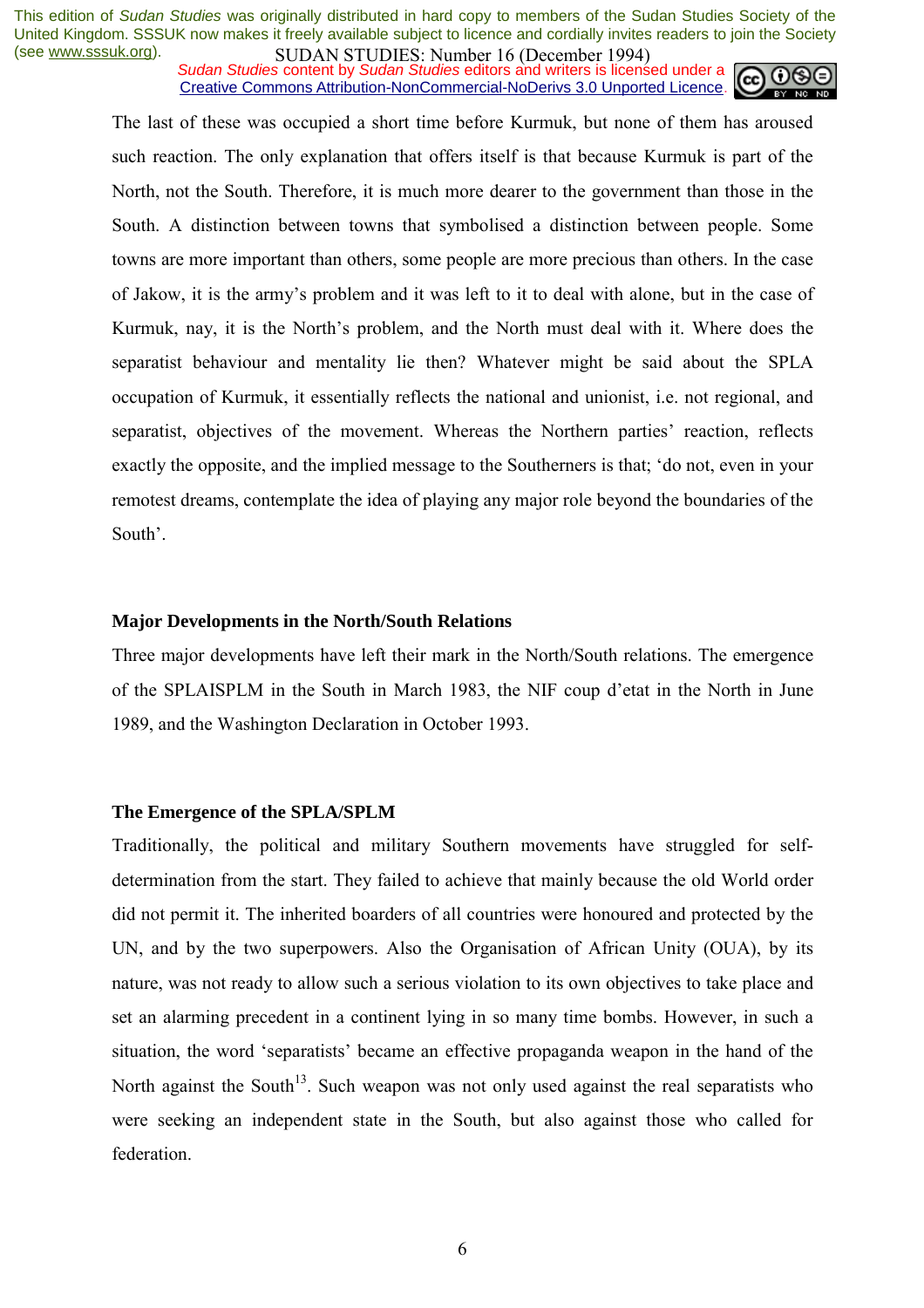The last of these was occupied a short time before Kurmuk, but none of them has aroused such reaction. The only explanation that offers itself is that because Kurmuk is part of the North, not the South. Therefore, it is much more dearer to the government than those in the South. A distinction between towns that symbolised a distinction between people. Some towns are more important than others, some people are more precious than others. In the case of Jakow, it is the army's problem and it was left to it to deal with alone, but in the case of Kurmuk, nay, it is the North's problem, and the North must deal with it. Where does the separatist behaviour and mentality lie then? Whatever might be said about the SPLA occupation of Kurmuk, it essentially reflects the national and unionist, i.e. not regional, and separatist, objectives of the movement. Whereas the Northern parties' reaction, reflects exactly the opposite, and the implied message to the Southerners is that; 'do not, even in your remotest dreams, contemplate the idea of playing any major role beyond the boundaries of the South'.

**Major Developments in the North/South Relations**

Three major developments have left their mark in the North/South relations. The emergence of the SPLAISPLM in the South in March 1983, the NIF coup d'etat in the North in June 1989, and the Washington Declaration in October 1993.

**The Emergence of the SPLA/SPLM**

Traditionally, the political and military Southern movements have struggled for self-determination from the start. They failed to achieve that mainly because the old World order did not permit it. The inherited boarders of all countries were honoured and protected by the UN, and by the two superpowers. Also the Organisation of African Unity (OUA), by its nature, was not ready to allow such a serious violation to its own objectives to take place and set an alarming precedent in a continent lying in so many time bombs. However, in such a situation, the word 'separatists' became an effective propaganda weapon in the hand of the North against the South[13]. Such weapon was not only used against the real separatists who were seeking an independent state in the South, but also against those who called for federation.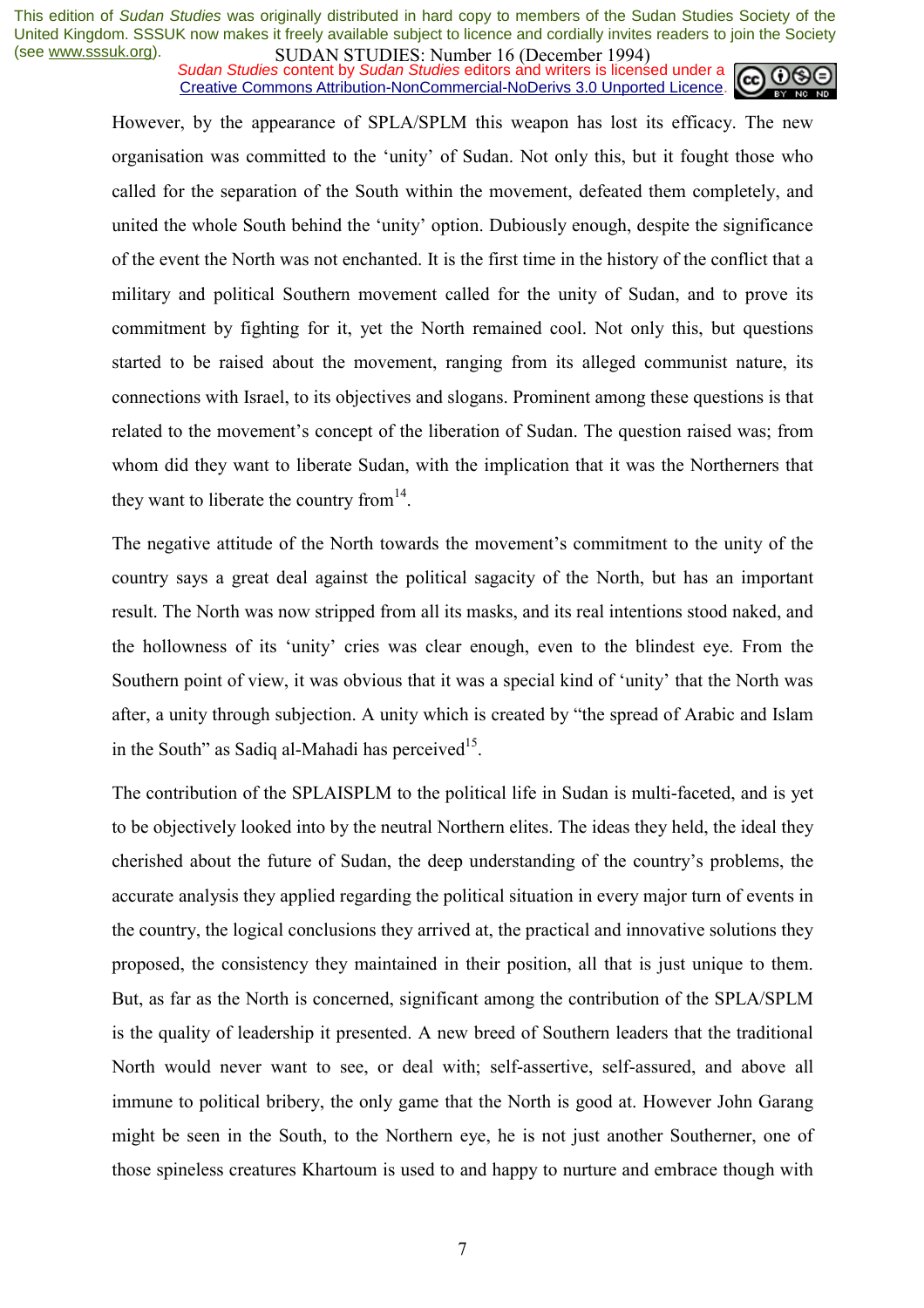However, by the appearance of SPLA/SPLM this weapon has lost its efficacy. The new organisation was committed to the 'unity' of Sudan. Not only this, but it fought those who called for the separation of the South within the movement, defeated them completely, and united the whole South behind the 'unity' option. Dubiously enough, despite the significance of the event the North was not enchanted. It is the first time in the history of the conflict that a military and political Southern movement called for the unity of Sudan, and to prove its commitment by fighting for it, yet the North remained cool. Not only this, but questions started to be raised about the movement, ranging from its alleged communist nature, its connections with Israel, to its objectives and slogans. Prominent among these questions is that related to the movement's concept of the liberation of Sudan. The question raised was; from whom did they want to liberate Sudan, with the implication that it was the Northerners that they want to liberate the country from[14].

The negative attitude of the North towards the movement's commitment to the unity of the country says a great deal against the political sagacity of the North, but has an important result. The North was now stripped from all its masks, and its real intentions stood naked, and the hollowness of its 'unity' cries was clear enough, even to the blindest eye. From the Southern point of view, it was obvious that it was a special kind of 'unity' that the North was after, a unity through subjection. A unity which is created by "the spread of Arabic and Islam in the South" as Sadiq al-Mahadi has perceived[15].

The contribution of the SPLAISPLM to the political life in Sudan is multi-faceted, and is yet to be objectively looked into by the neutral Northern elites. The ideas they held, the ideal they cherished about the future of Sudan, the deep understanding of the country's problems, the accurate analysis they applied regarding the political situation in every major turn of events in the country, the logical conclusions they arrived at, the practical and innovative solutions they proposed, the consistency they maintained in their position, all that is just unique to them. But, as far as the North is concerned, significant among the contribution of the SPLA/SPLM is the quality of leadership it presented. A new breed of Southern leaders that the traditional North would never want to see, or deal with; self-assertive, self-assured, and above all immune to political bribery, the only game that the North is good at. However John Garang might be seen in the South, to the Northern eye, he is not just another Southerner, one of those spineless creatures Khartoum is used to and happy to nurture and embrace though with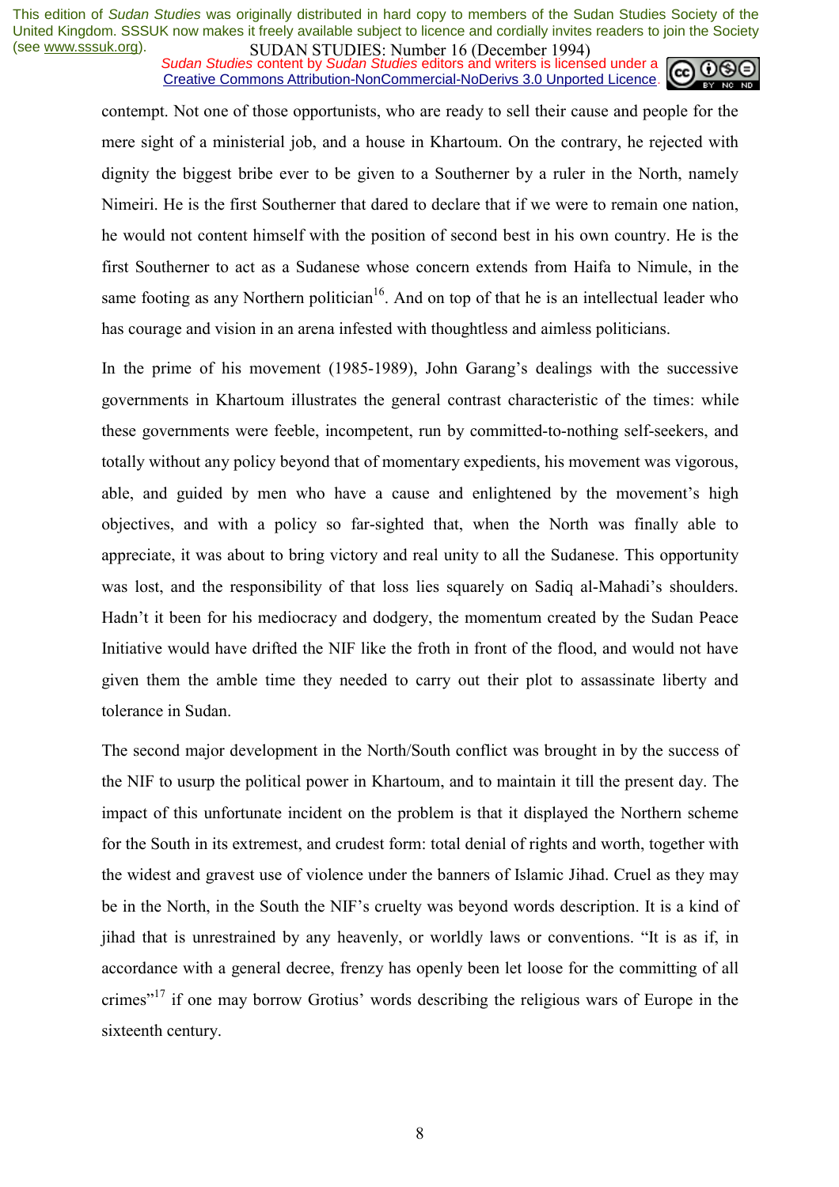contempt. Not one of those opportunists, who are ready to sell their cause and people for the mere sight of a ministerial job, and a house in Khartoum. On the contrary, he rejected with dignity the biggest bribe ever to be given to a Southerner by a ruler in the North, namely Nimeiri. He is the first Southerner that dared to declare that if we were to remain one nation, he would not content himself with the position of second best in his own country. He is the first Southerner to act as a Sudanese whose concern extends from Haifa to Nimule, in the same footing as any Northern politician[16]. And on top of that he is an intellectual leader who has courage and vision in an arena infested with thoughtless and aimless politicians.

In the prime of his movement (1985-1989), John Garang's dealings with the successive governments in Khartoum illustrates the general contrast characteristic of the times: while these governments were feeble, incompetent, run by committed-to-nothing self-seekers, and totally without any policy beyond that of momentary expedients, his movement was vigorous, able, and guided by men who have a cause and enlightened by the movement's high objectives, and with a policy so far-sighted that, when the North was finally able to appreciate, it was about to bring victory and real unity to all the Sudanese. This opportunity was lost, and the responsibility of that loss lies squarely on Sadiq al-Mahadi's shoulders. Hadn't it been for his mediocracy and dodgery, the momentum created by the Sudan Peace Initiative would have drifted the NIF like the froth in front of the flood, and would not have given them the amble time they needed to carry out their plot to assassinate liberty and tolerance in Sudan.

The second major development in the North/South conflict was brought in by the success of the NIF to usurp the political power in Khartoum, and to maintain it till the present day. The impact of this unfortunate incident on the problem is that it displayed the Northern scheme for the South in its extremest, and crudest form: total denial of rights and worth, together with the widest and gravest use of violence under the banners of Islamic Jihad. Cruel as they may be in the North, in the South the NIF's cruelty was beyond words description. It is a kind of jihad that is unrestrained by any heavenly, or worldly laws or conventions. "It is as if, in accordance with a general decree, frenzy has openly been let loose for the committing of all crimes"[17] if one may borrow Grotius' words describing the religious wars of Europe in the sixteenth century.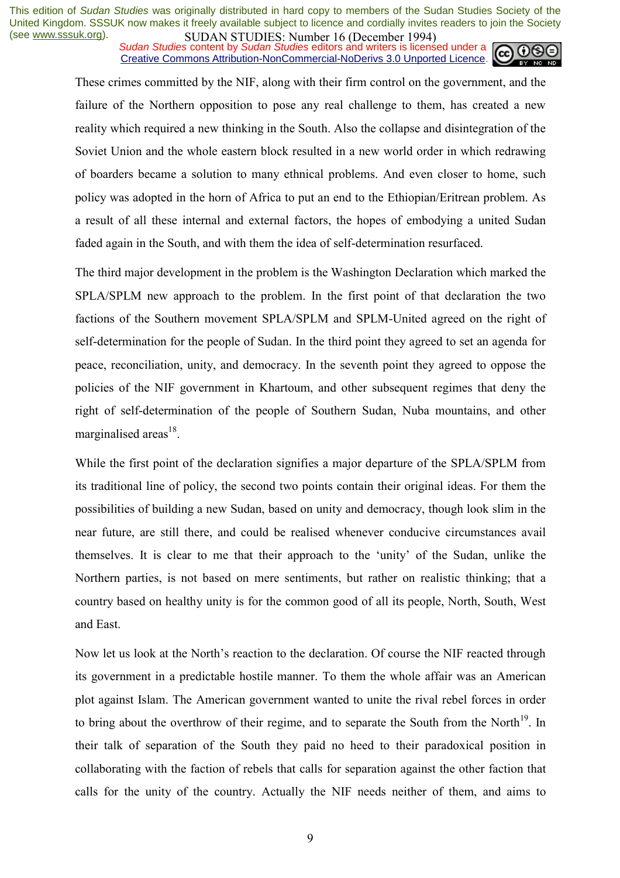These crimes committed by the NIF, along with their firm control on the government, and the failure of the Northern opposition to pose any real challenge to them, has created a new reality which required a new thinking in the South. Also the collapse and disintegration of the Soviet Union and the whole eastern block resulted in a new world order in which redrawing of boarders became a solution to many ethnical problems. And even closer to home, such policy was adopted in the horn of Africa to put an end to the Ethiopian/Eritrean problem. As a result of all these internal and external factors, the hopes of embodying a united Sudan faded again in the South, and with them the idea of self-determination resurfaced.

The third major development in the problem is the Washington Declaration which marked the SPLA/SPLM new approach to the problem. In the first point of that declaration the two factions of the Southern movement SPLA/SPLM and SPLM-United agreed on the right of self-determination for the people of Sudan. In the third point they agreed to set an agenda for peace, reconciliation, unity, and democracy. In the seventh point they agreed to oppose the policies of the NIF government in Khartoum, and other subsequent regimes that deny the right of self-determination of the people of Southern Sudan, Nuba mountains, and other marginalised areas[18].

While the first point of the declaration signifies a major departure of the SPLA/SPLM from its traditional line of policy, the second two points contain their original ideas. For them the possibilities of building a new Sudan, based on unity and democracy, though look slim in the near future, are still there, and could be realised whenever conducive circumstances avail themselves. It is clear to me that their approach to the 'unity' of the Sudan, unlike the Northern parties, is not based on mere sentiments, but rather on realistic thinking; that a country based on healthy unity is for the common good of all its people, North, South, West and East.

Now let us look at the North's reaction to the declaration. Of course the NIF reacted through its government in a predictable hostile manner. To them the whole affair was an American plot against Islam. The American government wanted to unite the rival rebel forces in order to bring about the overthrow of their regime, and to separate the South from the North[19]. In their talk of separation of the South they paid no heed to their paradoxical position in collaborating with the faction of rebels that calls for separation against the other faction that calls for the unity of the country. Actually the NIF needs neither of them, and aims to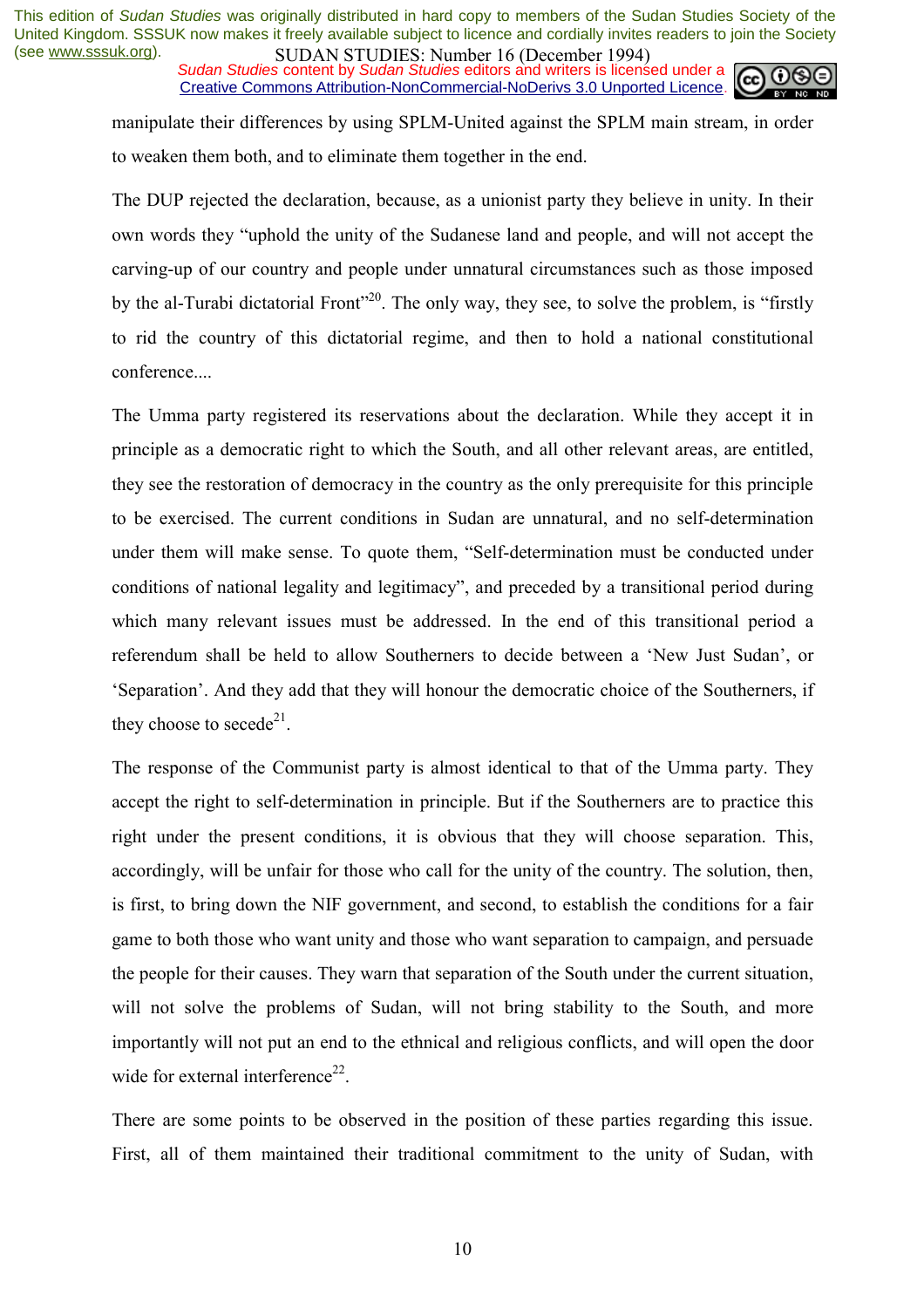manipulate their differences by using SPLM-United against the SPLM main stream, in order to weaken them both, and to eliminate them together in the end.

The DUP rejected the declaration, because, as a unionist party they believe in unity. In their own words they "uphold the unity of the Sudanese land and people, and will not accept the carving-up of our country and people under unnatural circumstances such as those imposed by the al-Turabi dictatorial Front"[20]. The only way, they see, to solve the problem, is "firstly to rid the country of this dictatorial regime, and then to hold a national constitutional conference....

The Umma party registered its reservations about the declaration. While they accept it in principle as a democratic right to which the South, and all other relevant areas, are entitled, they see the restoration of democracy in the country as the only prerequisite for this principle to be exercised. The current conditions in Sudan are unnatural, and no self-determination under them will make sense. To quote them, "Self-determination must be conducted under conditions of national legality and legitimacy", and preceded by a transitional period during which many relevant issues must be addressed. In the end of this transitional period a referendum shall be held to allow Southerners to decide between a 'New Just Sudan', or 'Separation'. And they add that they will honour the democratic choice of the Southerners, if they choose to secede[21].

The response of the Communist party is almost identical to that of the Umma party. They accept the right to self-determination in principle. But if the Southerners are to practice this right under the present conditions, it is obvious that they will choose separation. This, accordingly, will be unfair for those who call for the unity of the country. The solution, then, is first, to bring down the NIF government, and second, to establish the conditions for a fair game to both those who want unity and those who want separation to campaign, and persuade the people for their causes. They warn that separation of the South under the current situation, will not solve the problems of Sudan, will not bring stability to the South, and more importantly will not put an end to the ethnical and religious conflicts, and will open the door wide for external interference[22].

There are some points to be observed in the position of these parties regarding this issue. First, all of them maintained their traditional commitment to the unity of Sudan, with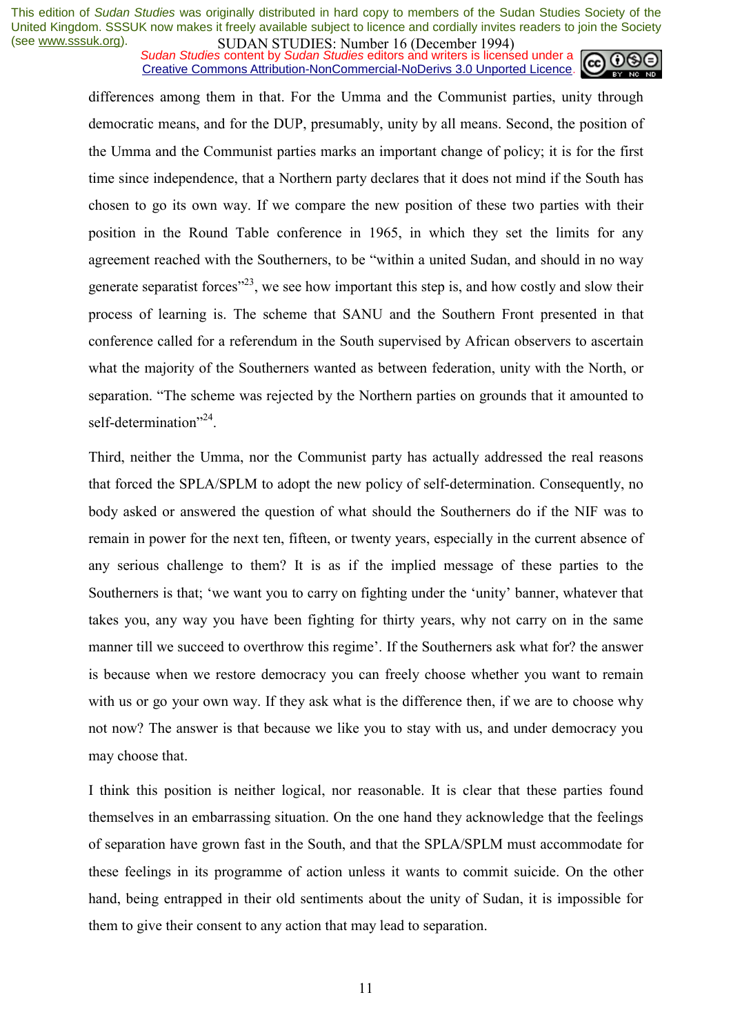differences among them in that. For the Umma and the Communist parties, unity through democratic means, and for the DUP, presumably, unity by all means. Second, the position of the Umma and the Communist parties marks an important change of policy; it is for the first time since independence, that a Northern party declares that it does not mind if the South has chosen to go its own way. If we compare the new position of these two parties with their position in the Round Table conference in 1965, in which they set the limits for any agreement reached with the Southerners, to be "within a united Sudan, and should in no way generate separatist forces"[23], we see how important this step is, and how costly and slow their process of learning is. The scheme that SANU and the Southern Front presented in that conference called for a referendum in the South supervised by African observers to ascertain what the majority of the Southerners wanted as between federation, unity with the North, or separation. "The scheme was rejected by the Northern parties on grounds that it amounted to self-determination"[24].

Third, neither the Umma, nor the Communist party has actually addressed the real reasons that forced the SPLA/SPLM to adopt the new policy of self-determination. Consequently, no body asked or answered the question of what should the Southerners do if the NIF was to remain in power for the next ten, fifteen, or twenty years, especially in the current absence of any serious challenge to them? It is as if the implied message of these parties to the Southerners is that; 'we want you to carry on fighting under the 'unity' banner, whatever that takes you, any way you have been fighting for thirty years, why not carry on in the same manner till we succeed to overthrow this regime'. If the Southerners ask what for? the answer is because when we restore democracy you can freely choose whether you want to remain with us or go your own way. If they ask what is the difference then, if we are to choose why not now? The answer is that because we like you to stay with us, and under democracy you may choose that.

I think this position is neither logical, nor reasonable. It is clear that these parties found themselves in an embarrassing situation. On the one hand they acknowledge that the feelings of separation have grown fast in the South, and that the SPLA/SPLM must accommodate for these feelings in its programme of action unless it wants to commit suicide. On the other hand, being entrapped in their old sentiments about the unity of Sudan, it is impossible for them to give their consent to any action that may lead to separation.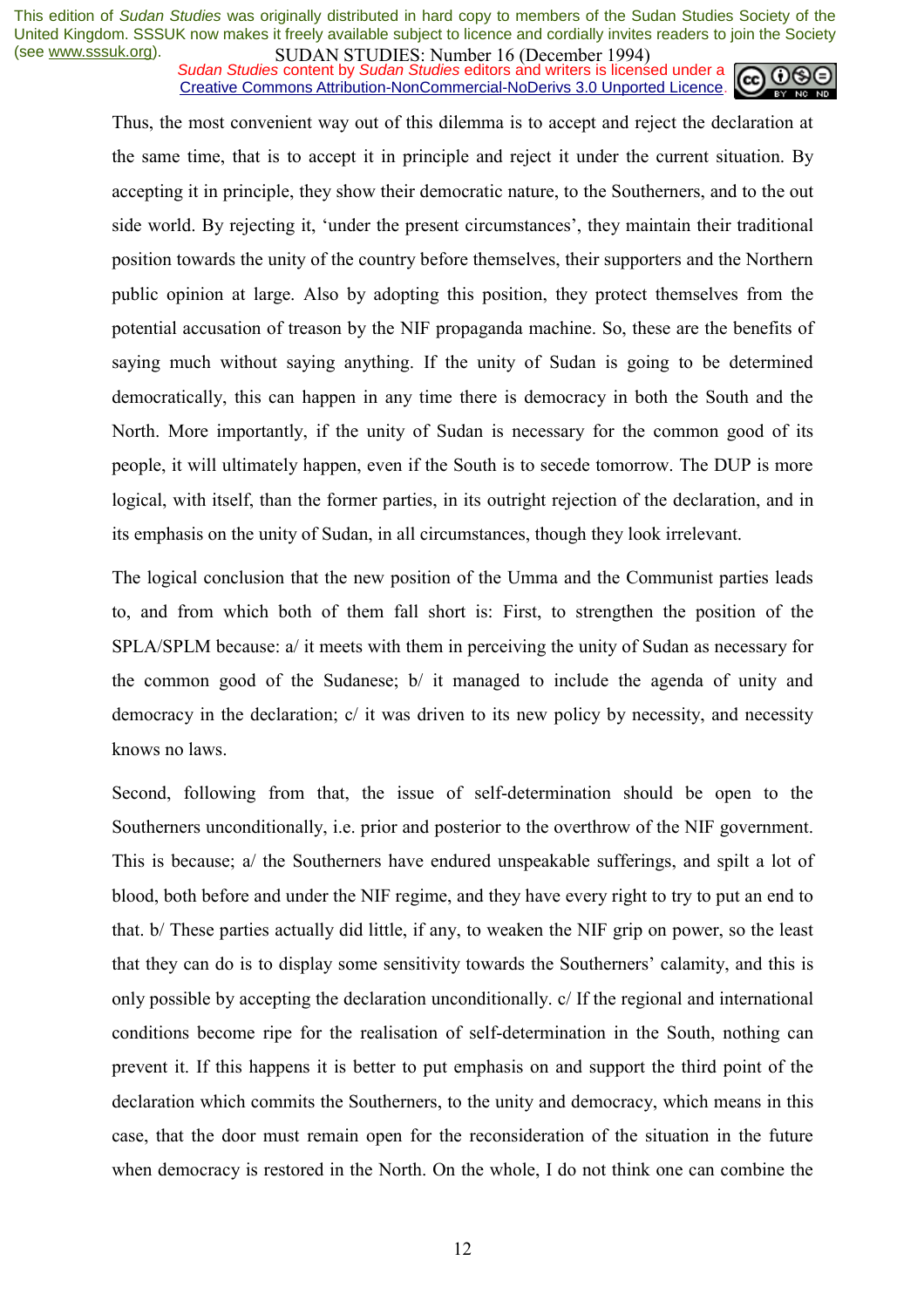Thus, the most convenient way out of this dilemma is to accept and reject the declaration at the same time, that is to accept it in principle and reject it under the current situation. By accepting it in principle, they show their democratic nature, to the Southerners, and to the out side world. By rejecting it, 'under the present circumstances', they maintain their traditional position towards the unity of the country before themselves, their supporters and the Northern public opinion at large. Also by adopting this position, they protect themselves from the potential accusation of treason by the NIF propaganda machine. So, these are the benefits of saying much without saying anything. If the unity of Sudan is going to be determined democratically, this can happen in any time there is democracy in both the South and the North. More importantly, if the unity of Sudan is necessary for the common good of its people, it will ultimately happen, even if the South is to secede tomorrow. The DUP is more logical, with itself, than the former parties, in its outright rejection of the declaration, and in its emphasis on the unity of Sudan, in all circumstances, though they look irrelevant.

The logical conclusion that the new position of the Umma and the Communist parties leads to, and from which both of them fall short is: First, to strengthen the position of the SPLA/SPLM because: a/ it meets with them in perceiving the unity of Sudan as necessary for the common good of the Sudanese; b/ it managed to include the agenda of unity and democracy in the declaration; c/ it was driven to its new policy by necessity, and necessity knows no laws.

Second, following from that, the issue of self-determination should be open to the Southerners unconditionally, i.e. prior and posterior to the overthrow of the NIF government. This is because; a/ the Southerners have endured unspeakable sufferings, and spilt a lot of blood, both before and under the NIF regime, and they have every right to try to put an end to that. b/ These parties actually did little, if any, to weaken the NIF grip on power, so the least that they can do is to display some sensitivity towards the Southerners' calamity, and this is only possible by accepting the declaration unconditionally. c/ If the regional and international conditions become ripe for the realisation of self-determination in the South, nothing can prevent it. If this happens it is better to put emphasis on and support the third point of the declaration which commits the Southerners, to the unity and democracy, which means in this case, that the door must remain open for the reconsideration of the situation in the future when democracy is restored in the North. On the whole, I do not think one can combine the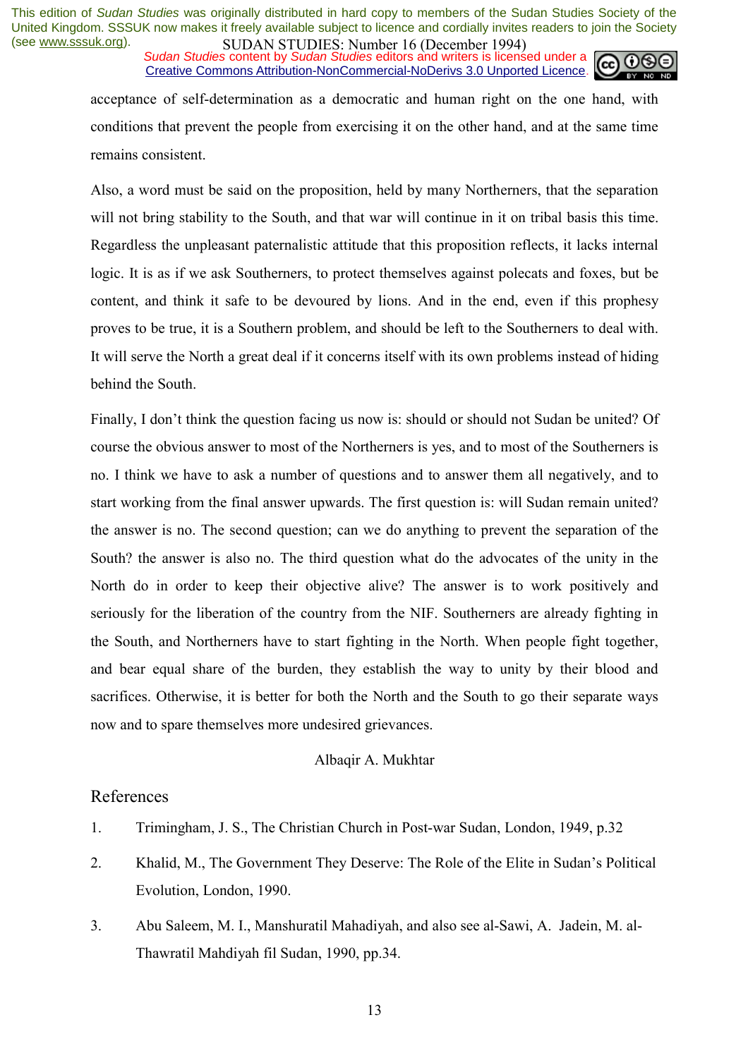acceptance of self-determination as a democratic and human right on the one hand, with conditions that prevent the people from exercising it on the other hand, and at the same time remains consistent.

Also, a word must be said on the proposition, held by many Northerners, that the separation will not bring stability to the South, and that war will continue in it on tribal basis this time. Regardless the unpleasant paternalistic attitude that this proposition reflects, it lacks internal logic. It is as if we ask Southerners, to protect themselves against polecats and foxes, but be content, and think it safe to be devoured by lions. And in the end, even if this prophesy proves to be true, it is a Southern problem, and should be left to the Southerners to deal with. It will serve the North a great deal if it concerns itself with its own problems instead of hiding behind the South.

Finally, I don't think the question facing us now is: should or should not Sudan be united? Of course the obvious answer to most of the Northerners is yes, and to most of the Southerners is no. I think we have to ask a number of questions and to answer them all negatively, and to start working from the final answer upwards. The first question is: will Sudan remain united? the answer is no. The second question; can we do anything to prevent the separation of the South? the answer is also no. The third question what do the advocates of the unity in the North do in order to keep their objective alive? The answer is to work positively and seriously for the liberation of the country from the NIF. Southerners are already fighting in the South, and Northerners have to start fighting in the North. When people fight together, and bear equal share of the burden, they establish the way to unity by their blood and sacrifices. Otherwise, it is better for both the North and the South to go their separate ways now and to spare themselves more undesired grievances.

Albaqir A. Mukhtar

## References

1. Trimingham, J. S., The Christian Church in Post-war Sudan, London, 1949, p.32
2. Khalid, M., The Government They Deserve: The Role of the Elite in Sudan's Political Evolution, London, 1990.
3. Abu Saleem, M. I., Manshuratil Mahadiyah, and also see al-Sawi, A. Jadein, M. al-Thawratil Mahdiyah fil Sudan, 1990, pp.34.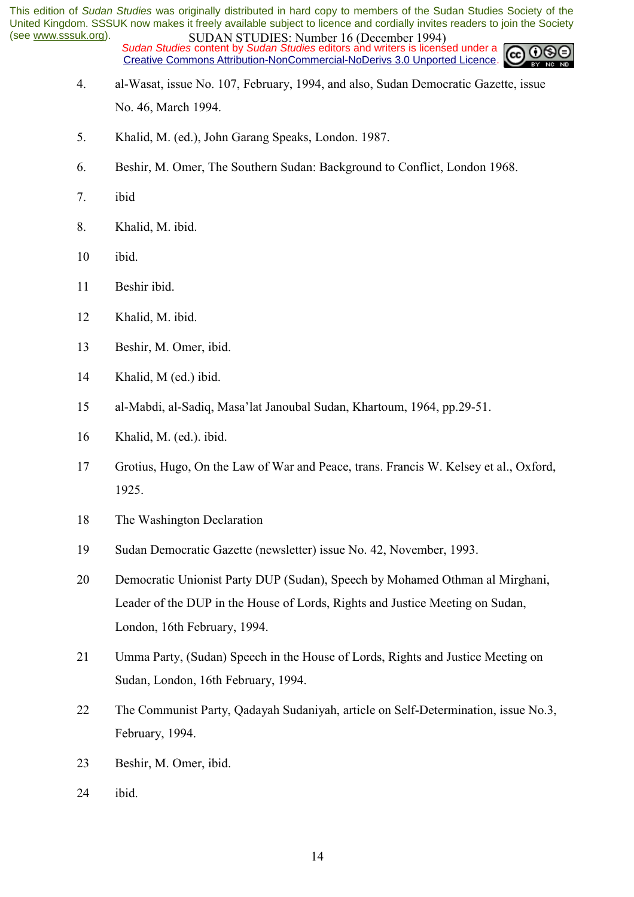4. al-Wasat, issue No. 107, February, 1994, and also, Sudan Democratic Gazette, issue No. 46, March 1994.

5. Khalid, M. (ed.), John Garang Speaks, London. 1987.

6. Beshir, M. Omer, The Southern Sudan: Background to Conflict, London 1968.

7. ibid

8. Khalid, M. ibid.

10 ibid.

11 Beshir ibid.

12 Khalid, M. ibid.

13 Beshir, M. Omer, ibid.

14 Khalid, M (ed.) ibid.

15 al-Mabdi, al-Sadiq, Masa'lat Janoubal Sudan, Khartoum, 1964, pp.29-51.

16 Khalid, M. (ed.). ibid.

17 Grotius, Hugo, On the Law of War and Peace, trans. Francis W. Kelsey et al., Oxford, 1925.

18 The Washington Declaration

19 Sudan Democratic Gazette (newsletter) issue No. 42, November, 1993.

20 Democratic Unionist Party DUP (Sudan), Speech by Mohamed Othman al Mirghani, Leader of the DUP in the House of Lords, Rights and Justice Meeting on Sudan, London, 16th February, 1994.

21 Umma Party, (Sudan) Speech in the House of Lords, Rights and Justice Meeting on Sudan, London, 16th February, 1994.

22 The Communist Party, Qadayah Sudaniyah, article on Self-Determination, issue No.3, February, 1994.

23 Beshir, M. Omer, ibid.

24 ibid.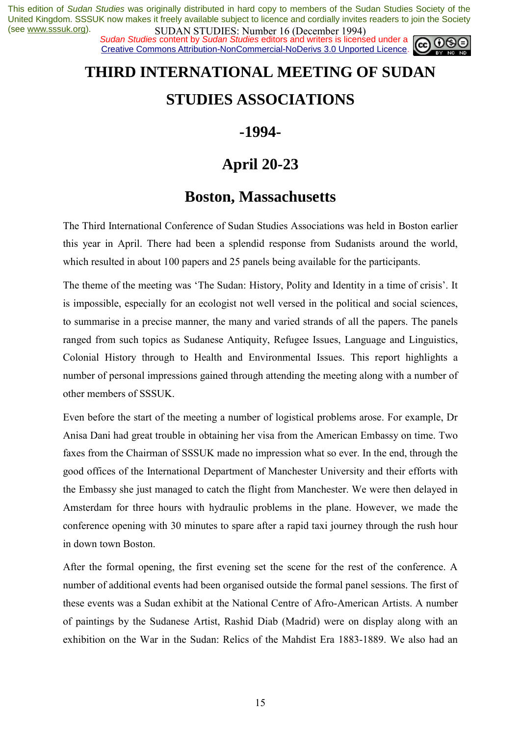# THIRD INTERNATIONAL MEETING OF SUDAN STUDIES ASSOCIATIONS

## -1994-

## April 20-23

## Boston, Massachusetts

The Third International Conference of Sudan Studies Associations was held in Boston earlier this year in April. There had been a splendid response from Sudanists around the world, which resulted in about 100 papers and 25 panels being available for the participants.

The theme of the meeting was 'The Sudan: History, Polity and Identity in a time of crisis'. It is impossible, especially for an ecologist not well versed in the political and social sciences, to summarise in a precise manner, the many and varied strands of all the papers. The panels ranged from such topics as Sudanese Antiquity, Refugee Issues, Language and Linguistics, Colonial History through to Health and Environmental Issues. This report highlights a number of personal impressions gained through attending the meeting along with a number of other members of SSSUK.

Even before the start of the meeting a number of logistical problems arose. For example, Dr Anisa Dani had great trouble in obtaining her visa from the American Embassy on time. Two faxes from the Chairman of SSSUK made no impression what so ever. In the end, through the good offices of the International Department of Manchester University and their efforts with the Embassy she just managed to catch the flight from Manchester. We were then delayed in Amsterdam for three hours with hydraulic problems in the plane. However, we made the conference opening with 30 minutes to spare after a rapid taxi journey through the rush hour in down town Boston.

After the formal opening, the first evening set the scene for the rest of the conference. A number of additional events had been organised outside the formal panel sessions. The first of these events was a Sudan exhibit at the National Centre of Afro-American Artists. A number of paintings by the Sudanese Artist, Rashid Diab (Madrid) were on display along with an exhibition on the War in the Sudan: Relics of the Mahdist Era 1883-1889. We also had an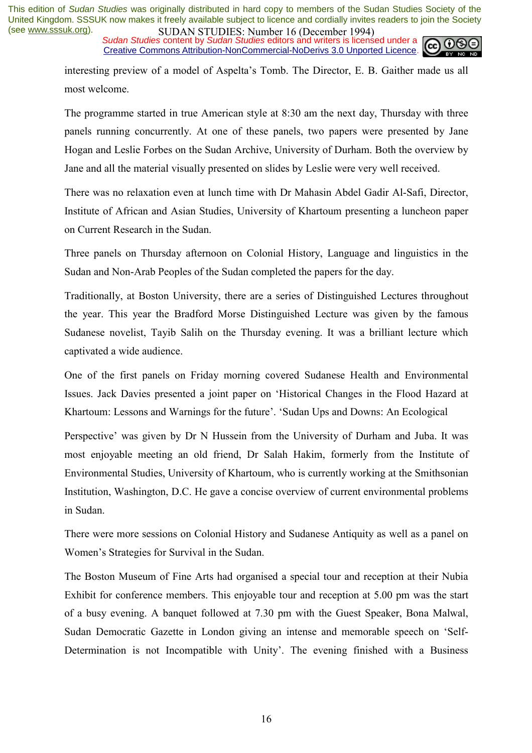interesting preview of a model of Aspelta's Tomb. The Director, E. B. Gaither made us all most welcome.

The programme started in true American style at 8:30 am the next day, Thursday with three panels running concurrently. At one of these panels, two papers were presented by Jane Hogan and Leslie Forbes on the Sudan Archive, University of Durham. Both the overview by Jane and all the material visually presented on slides by Leslie were very well received.

There was no relaxation even at lunch time with Dr Mahasin Abdel Gadir Al-Safi, Director, Institute of African and Asian Studies, University of Khartoum presenting a luncheon paper on Current Research in the Sudan.

Three panels on Thursday afternoon on Colonial History, Language and linguistics in the Sudan and Non-Arab Peoples of the Sudan completed the papers for the day.

Traditionally, at Boston University, there are a series of Distinguished Lectures throughout the year. This year the Bradford Morse Distinguished Lecture was given by the famous Sudanese novelist, Tayib Salih on the Thursday evening. It was a brilliant lecture which captivated a wide audience.

One of the first panels on Friday morning covered Sudanese Health and Environmental Issues. Jack Davies presented a joint paper on 'Historical Changes in the Flood Hazard at Khartoum: Lessons and Warnings for the future'. 'Sudan Ups and Downs: An Ecological Perspective' was given by Dr N Hussein from the University of Durham and Juba. It was most enjoyable meeting an old friend, Dr Salah Hakim, formerly from the Institute of Environmental Studies, University of Khartoum, who is currently working at the Smithsonian Institution, Washington, D.C. He gave a concise overview of current environmental problems in Sudan.

There were more sessions on Colonial History and Sudanese Antiquity as well as a panel on Women's Strategies for Survival in the Sudan.

The Boston Museum of Fine Arts had organised a special tour and reception at their Nubia Exhibit for conference members. This enjoyable tour and reception at 5.00 pm was the start of a busy evening. A banquet followed at 7.30 pm with the Guest Speaker, Bona Malwal, Sudan Democratic Gazette in London giving an intense and memorable speech on 'Self-Determination is not Incompatible with Unity'. The evening finished with a Business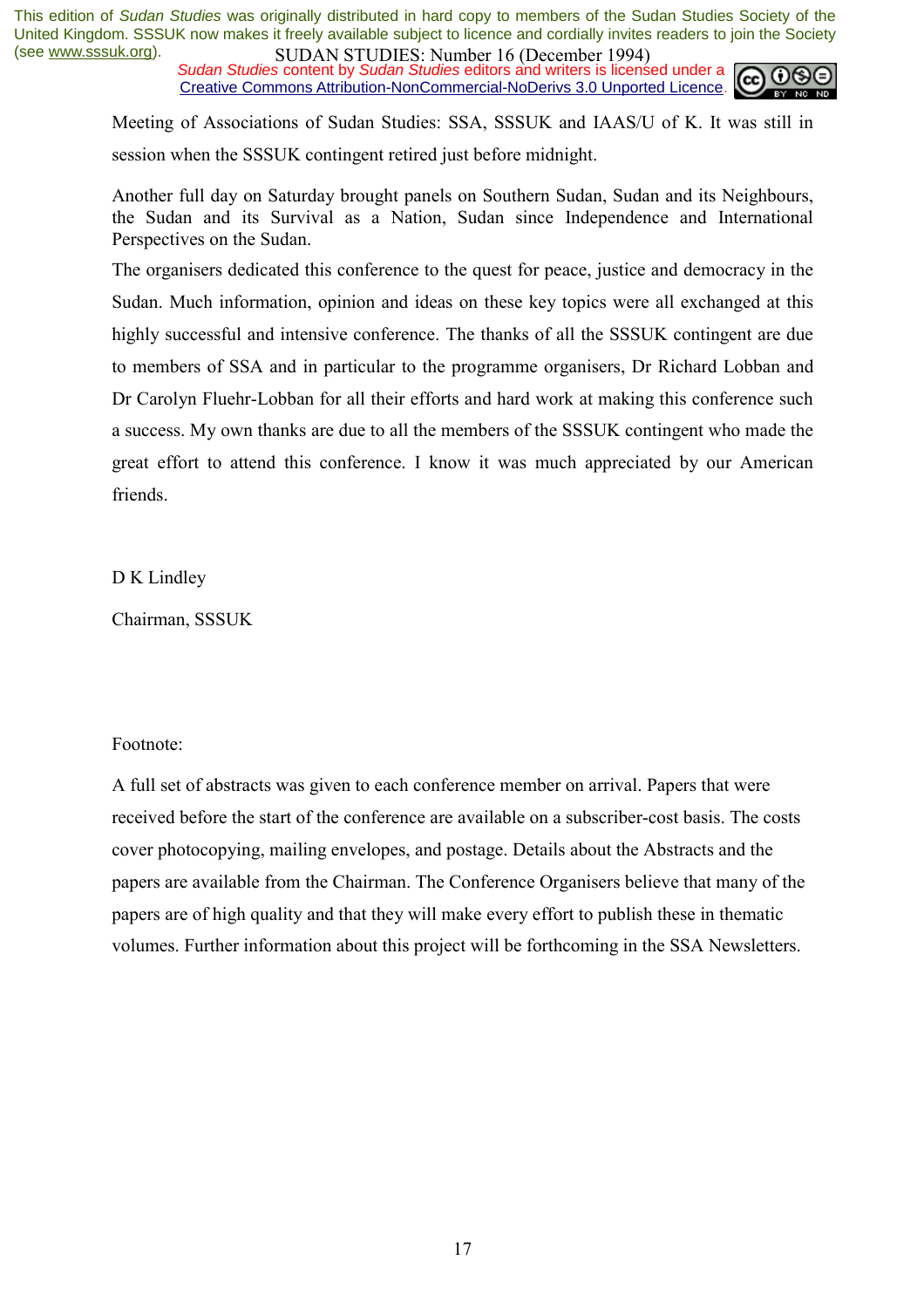Meeting of Associations of Sudan Studies: SSA, SSSUK and IAAS/U of K. It was still in session when the SSSUK contingent retired just before midnight.

Another full day on Saturday brought panels on Southern Sudan, Sudan and its Neighbours, the Sudan and its Survival as a Nation, Sudan since Independence and International Perspectives on the Sudan.

The organisers dedicated this conference to the quest for peace, justice and democracy in the Sudan. Much information, opinion and ideas on these key topics were all exchanged at this highly successful and intensive conference. The thanks of all the SSSUK contingent are due to members of SSA and in particular to the programme organisers, Dr Richard Lobban and Dr Carolyn Fluehr-Lobban for all their efforts and hard work at making this conference such a success. My own thanks are due to all the members of the SSSUK contingent who made the great effort to attend this conference. I know it was much appreciated by our American friends.

D K Lindley

Chairman, SSSUK

Footnote:

A full set of abstracts was given to each conference member on arrival. Papers that were received before the start of the conference are available on a subscriber-cost basis. The costs cover photocopying, mailing envelopes, and postage. Details about the Abstracts and the papers are available from the Chairman. The Conference Organisers believe that many of the papers are of high quality and that they will make every effort to publish these in thematic volumes. Further information about this project will be forthcoming in the SSA Newsletters.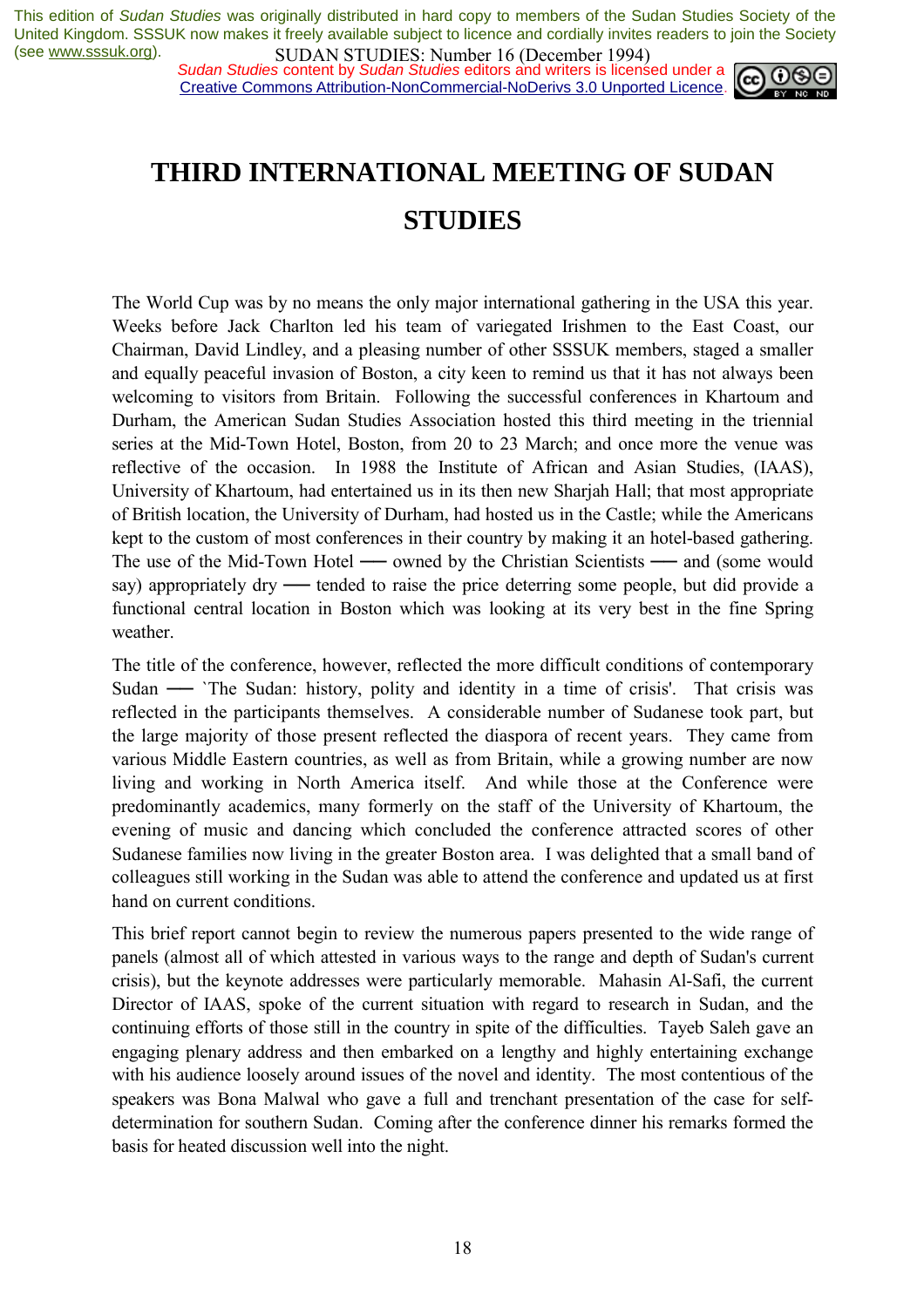# THIRD INTERNATIONAL MEETING OF SUDAN STUDIES

The World Cup was by no means the only major international gathering in the USA this year. Weeks before Jack Charlton led his team of variegated Irishmen to the East Coast, our Chairman, David Lindley, and a pleasing number of other SSSUK members, staged a smaller and equally peaceful invasion of Boston, a city keen to remind us that it has not always been welcoming to visitors from Britain. Following the successful conferences in Khartoum and Durham, the American Sudan Studies Association hosted this third meeting in the triennial series at the Mid-Town Hotel, Boston, from 20 to 23 March; and once more the venue was reflective of the occasion. In 1988 the Institute of African and Asian Studies, (IAAS), University of Khartoum, had entertained us in its then new Sharjah Hall; that most appropriate of British location, the University of Durham, had hosted us in the Castle; while the Americans kept to the custom of most conferences in their country by making it an hotel-based gathering. The use of the Mid-Town Hotel — owned by the Christian Scientists — and (some would say) appropriately dry — tended to raise the price deterring some people, but did provide a functional central location in Boston which was looking at its very best in the fine Spring weather.

The title of the conference, however, reflected the more difficult conditions of contemporary Sudan — `The Sudan: history, polity and identity in a time of crisis'. That crisis was reflected in the participants themselves. A considerable number of Sudanese took part, but the large majority of those present reflected the diaspora of recent years. They came from various Middle Eastern countries, as well as from Britain, while a growing number are now living and working in North America itself. And while those at the Conference were predominantly academics, many formerly on the staff of the University of Khartoum, the evening of music and dancing which concluded the conference attracted scores of other Sudanese families now living in the greater Boston area. I was delighted that a small band of colleagues still working in the Sudan was able to attend the conference and updated us at first hand on current conditions.

This brief report cannot begin to review the numerous papers presented to the wide range of panels (almost all of which attested in various ways to the range and depth of Sudan's current crisis), but the keynote addresses were particularly memorable. Mahasin Al-Safi, the current Director of IAAS, spoke of the current situation with regard to research in Sudan, and the continuing efforts of those still in the country in spite of the difficulties. Tayeb Saleh gave an engaging plenary address and then embarked on a lengthy and highly entertaining exchange with his audience loosely around issues of the novel and identity. The most contentious of the speakers was Bona Malwal who gave a full and trenchant presentation of the case for self-determination for southern Sudan. Coming after the conference dinner his remarks formed the basis for heated discussion well into the night.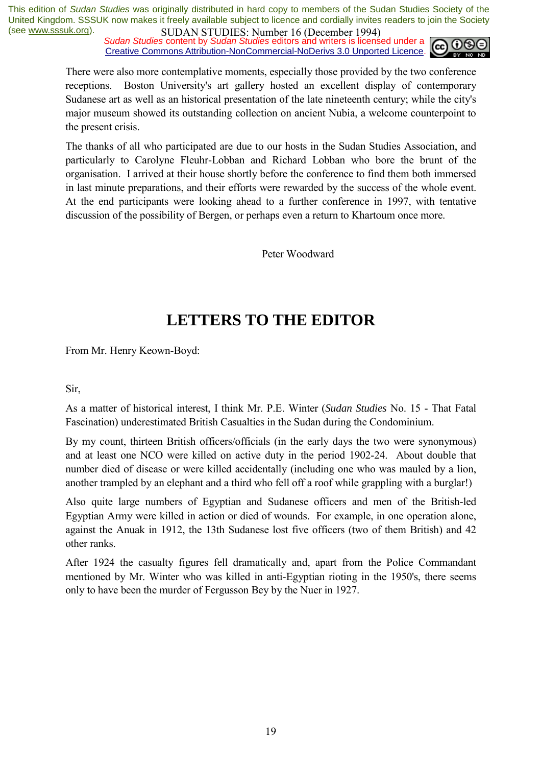There were also more contemplative moments, especially those provided by the two conference receptions. Boston University's art gallery hosted an excellent display of contemporary Sudanese art as well as an historical presentation of the late nineteenth century; while the city's major museum showed its outstanding collection on ancient Nubia, a welcome counterpoint to the present crisis.

The thanks of all who participated are due to our hosts in the Sudan Studies Association, and particularly to Carolyne Fleuhr-Lobban and Richard Lobban who bore the brunt of the organisation. I arrived at their house shortly before the conference to find them both immersed in last minute preparations, and their efforts were rewarded by the success of the whole event. At the end participants were looking ahead to a further conference in 1997, with tentative discussion of the possibility of Bergen, or perhaps even a return to Khartoum once more.

Peter Woodward

# LETTERS TO THE EDITOR

From Mr. Henry Keown-Boyd:

Sir,

As a matter of historical interest, I think Mr. P.E. Winter (*Sudan Studies* No. 15 - That Fatal Fascination) underestimated British Casualties in the Sudan during the Condominium.

By my count, thirteen British officers/officials (in the early days the two were synonymous) and at least one NCO were killed on active duty in the period 1902-24. About double that number died of disease or were killed accidentally (including one who was mauled by a lion, another trampled by an elephant and a third who fell off a roof while grappling with a burglar!)

Also quite large numbers of Egyptian and Sudanese officers and men of the British-led Egyptian Army were killed in action or died of wounds. For example, in one operation alone, against the Anuak in 1912, the 13th Sudanese lost five officers (two of them British) and 42 other ranks.

After 1924 the casualty figures fell dramatically and, apart from the Police Commandant mentioned by Mr. Winter who was killed in anti-Egyptian rioting in the 1950's, there seems only to have been the murder of Fergusson Bey by the Nuer in 1927.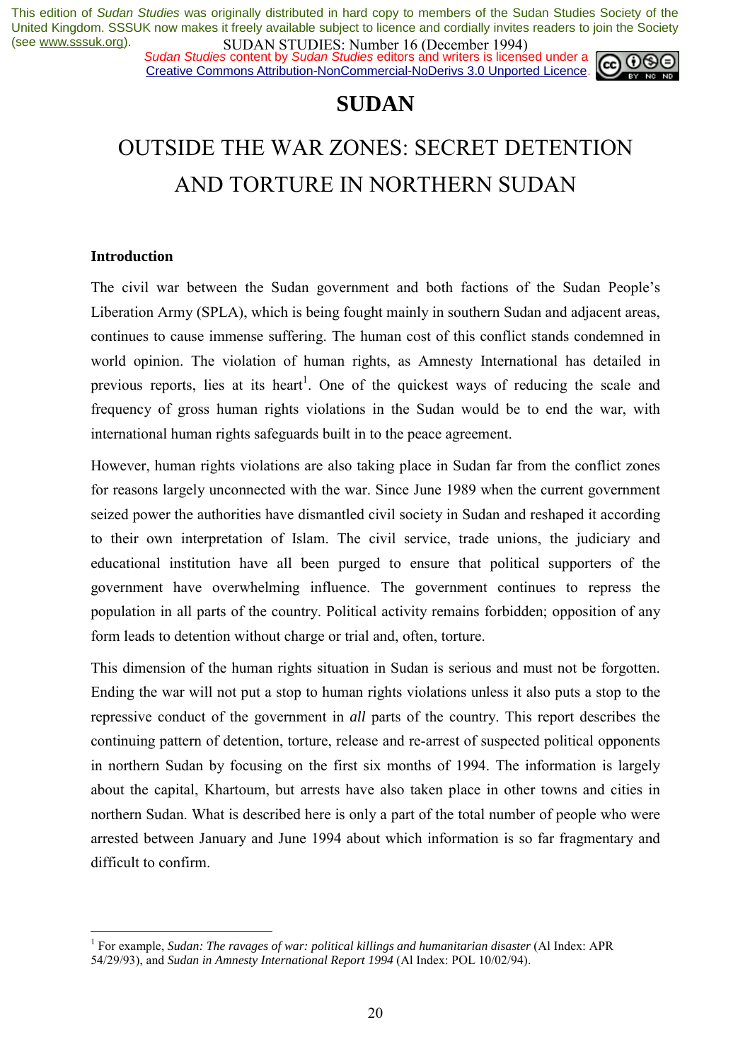# SUDAN

## OUTSIDE THE WAR ZONES: SECRET DETENTION AND TORTURE IN NORTHERN SUDAN

### Introduction

The civil war between the Sudan government and both factions of the Sudan People's Liberation Army (SPLA), which is being fought mainly in southern Sudan and adjacent areas, continues to cause immense suffering. The human cost of this conflict stands condemned in world opinion. The violation of human rights, as Amnesty International has detailed in previous reports, lies at its heart[1]. One of the quickest ways of reducing the scale and frequency of gross human rights violations in the Sudan would be to end the war, with international human rights safeguards built in to the peace agreement.

However, human rights violations are also taking place in Sudan far from the conflict zones for reasons largely unconnected with the war. Since June 1989 when the current government seized power the authorities have dismantled civil society in Sudan and reshaped it according to their own interpretation of Islam. The civil service, trade unions, the judiciary and educational institution have all been purged to ensure that political supporters of the government have overwhelming influence. The government continues to repress the population in all parts of the country. Political activity remains forbidden; opposition of any form leads to detention without charge or trial and, often, torture.

This dimension of the human rights situation in Sudan is serious and must not be forgotten. Ending the war will not put a stop to human rights violations unless it also puts a stop to the repressive conduct of the government in *all* parts of the country. This report describes the continuing pattern of detention, torture, release and re-arrest of suspected political opponents in northern Sudan by focusing on the first six months of 1994. The information is largely about the capital, Khartoum, but arrests have also taken place in other towns and cities in northern Sudan. What is described here is only a part of the total number of people who were arrested between January and June 1994 about which information is so far fragmentary and difficult to confirm.

---

[1] For example, *Sudan: The ravages of war: political killings and humanitarian disaster* (Al Index: APR 54/29/93), and *Sudan in Amnesty International Report 1994* (Al Index: POL 10/02/94).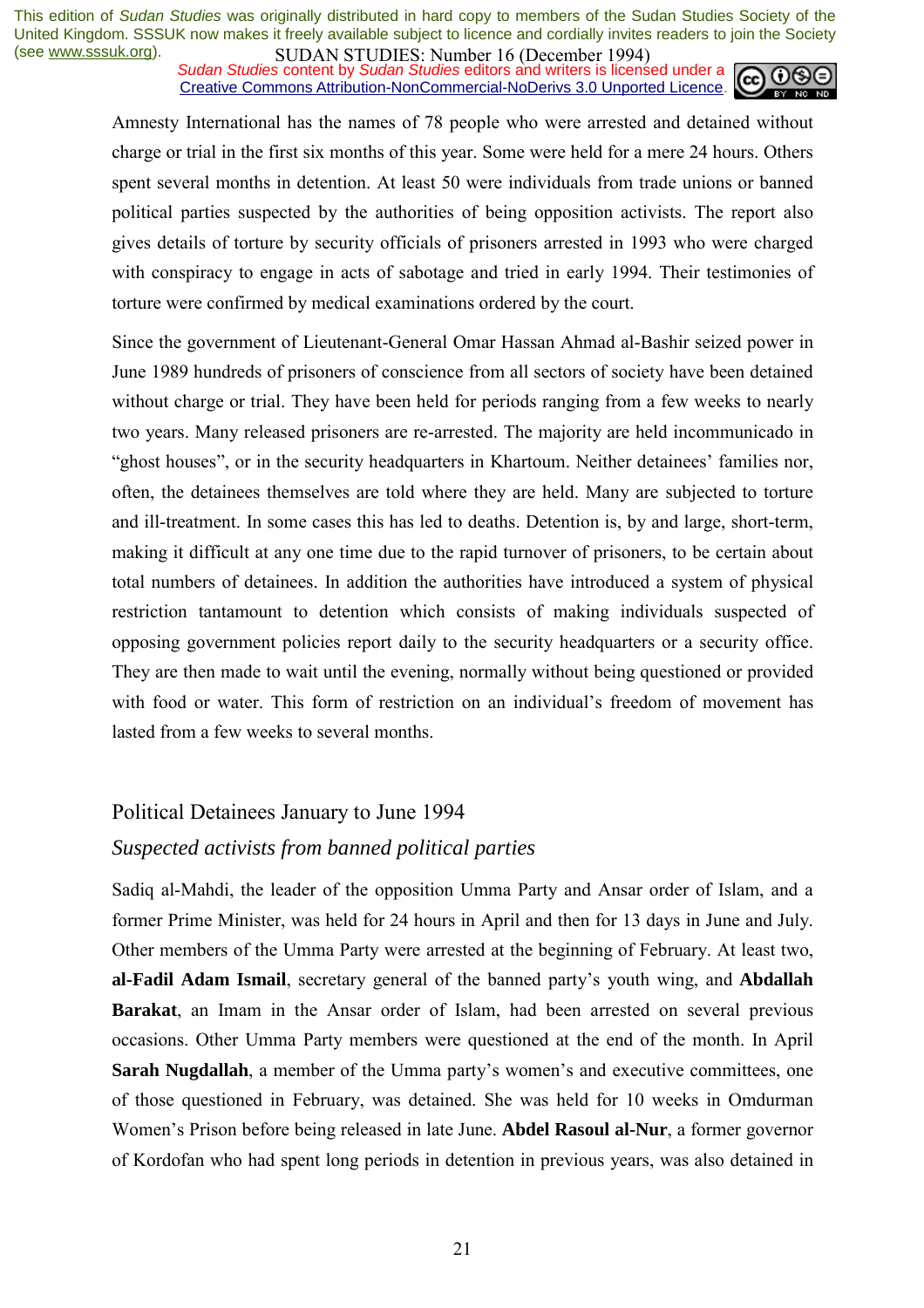Amnesty International has the names of 78 people who were arrested and detained without charge or trial in the first six months of this year. Some were held for a mere 24 hours. Others spent several months in detention. At least 50 were individuals from trade unions or banned political parties suspected by the authorities of being opposition activists. The report also gives details of torture by security officials of prisoners arrested in 1993 who were charged with conspiracy to engage in acts of sabotage and tried in early 1994. Their testimonies of torture were confirmed by medical examinations ordered by the court.

Since the government of Lieutenant-General Omar Hassan Ahmad al-Bashir seized power in June 1989 hundreds of prisoners of conscience from all sectors of society have been detained without charge or trial. They have been held for periods ranging from a few weeks to nearly two years. Many released prisoners are re-arrested. The majority are held incommunicado in "ghost houses", or in the security headquarters in Khartoum. Neither detainees' families nor, often, the detainees themselves are told where they are held. Many are subjected to torture and ill-treatment. In some cases this has led to deaths. Detention is, by and large, short-term, making it difficult at any one time due to the rapid turnover of prisoners, to be certain about total numbers of detainees. In addition the authorities have introduced a system of physical restriction tantamount to detention which consists of making individuals suspected of opposing government policies report daily to the security headquarters or a security office. They are then made to wait until the evening, normally without being questioned or provided with food or water. This form of restriction on an individual's freedom of movement has lasted from a few weeks to several months.

## Political Detainees January to June 1994

### *Suspected activists from banned political parties*

Sadiq al-Mahdi, the leader of the opposition Umma Party and Ansar order of Islam, and a former Prime Minister, was held for 24 hours in April and then for 13 days in June and July. Other members of the Umma Party were arrested at the beginning of February. At least two, **al-Fadil Adam Ismail**, secretary general of the banned party's youth wing, and **Abdallah Barakat**, an Imam in the Ansar order of Islam, had been arrested on several previous occasions. Other Umma Party members were questioned at the end of the month. In April **Sarah Nugdallah**, a member of the Umma party's women's and executive committees, one of those questioned in February, was detained. She was held for 10 weeks in Omdurman Women's Prison before being released in late June. **Abdel Rasoul al-Nur**, a former governor of Kordofan who had spent long periods in detention in previous years, was also detained in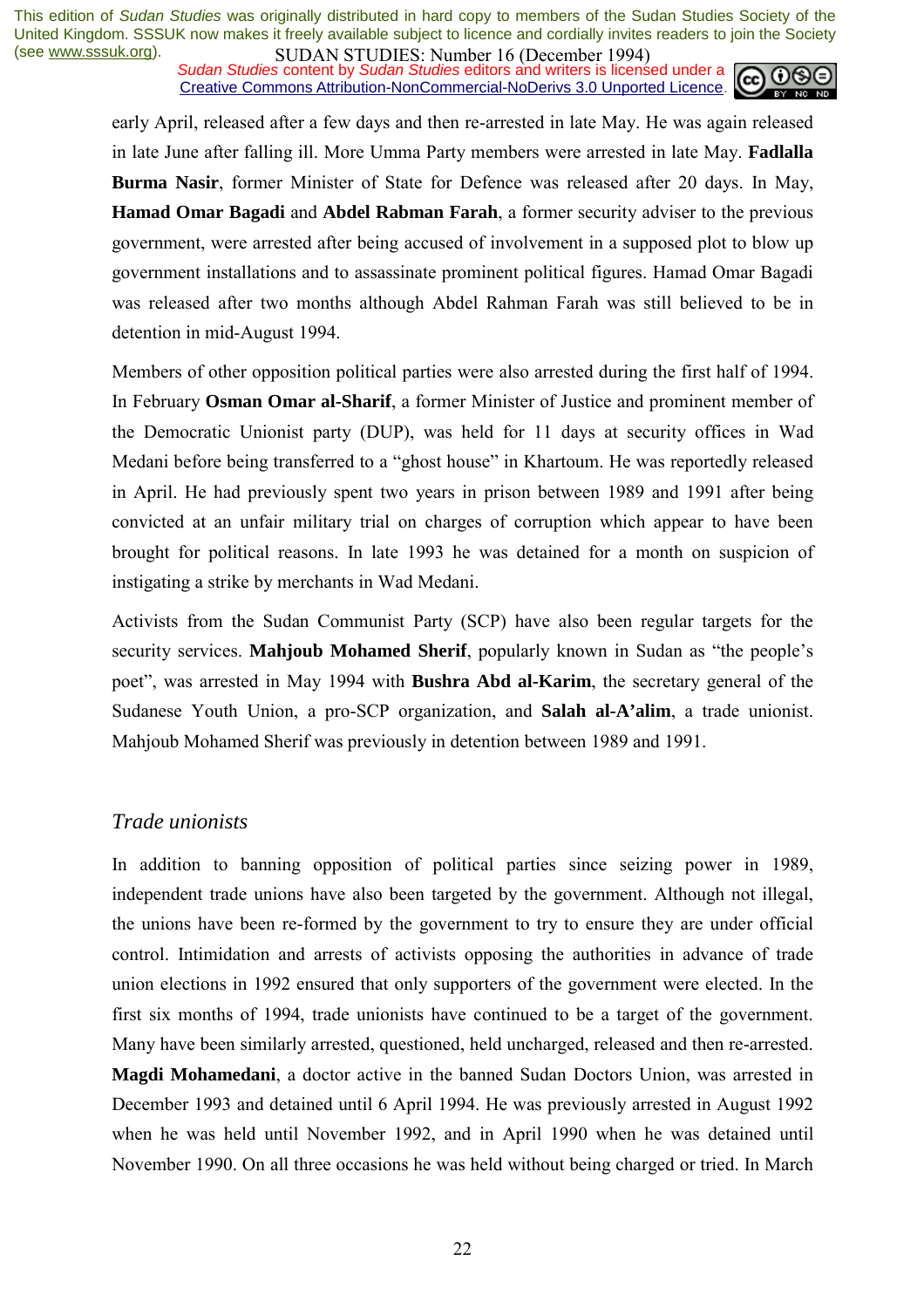early April, released after a few days and then re-arrested in late May. He was again released in late June after falling ill. More Umma Party members were arrested in late May. **Fadlalla Burma Nasir**, former Minister of State for Defence was released after 20 days. In May, **Hamad Omar Bagadi** and **Abdel Rabman Farah**, a former security adviser to the previous government, were arrested after being accused of involvement in a supposed plot to blow up government installations and to assassinate prominent political figures. Hamad Omar Bagadi was released after two months although Abdel Rahman Farah was still believed to be in detention in mid-August 1994.

Members of other opposition political parties were also arrested during the first half of 1994. In February **Osman Omar al-Sharif**, a former Minister of Justice and prominent member of the Democratic Unionist party (DUP), was held for 11 days at security offices in Wad Medani before being transferred to a "ghost house" in Khartoum. He was reportedly released in April. He had previously spent two years in prison between 1989 and 1991 after being convicted at an unfair military trial on charges of corruption which appear to have been brought for political reasons. In late 1993 he was detained for a month on suspicion of instigating a strike by merchants in Wad Medani.

Activists from the Sudan Communist Party (SCP) have also been regular targets for the security services. **Mahjoub Mohamed Sherif**, popularly known in Sudan as "the people's poet", was arrested in May 1994 with **Bushra Abd al-Karim**, the secretary general of the Sudanese Youth Union, a pro-SCP organization, and **Salah al-A'alim**, a trade unionist. Mahjoub Mohamed Sherif was previously in detention between 1989 and 1991.

### *Trade unionists*

In addition to banning opposition of political parties since seizing power in 1989, independent trade unions have also been targeted by the government. Although not illegal, the unions have been re-formed by the government to try to ensure they are under official control. Intimidation and arrests of activists opposing the authorities in advance of trade union elections in 1992 ensured that only supporters of the government were elected. In the first six months of 1994, trade unionists have continued to be a target of the government. Many have been similarly arrested, questioned, held uncharged, released and then re-arrested. **Magdi Mohamedani**, a doctor active in the banned Sudan Doctors Union, was arrested in December 1993 and detained until 6 April 1994. He was previously arrested in August 1992 when he was held until November 1992, and in April 1990 when he was detained until November 1990. On all three occasions he was held without being charged or tried. In March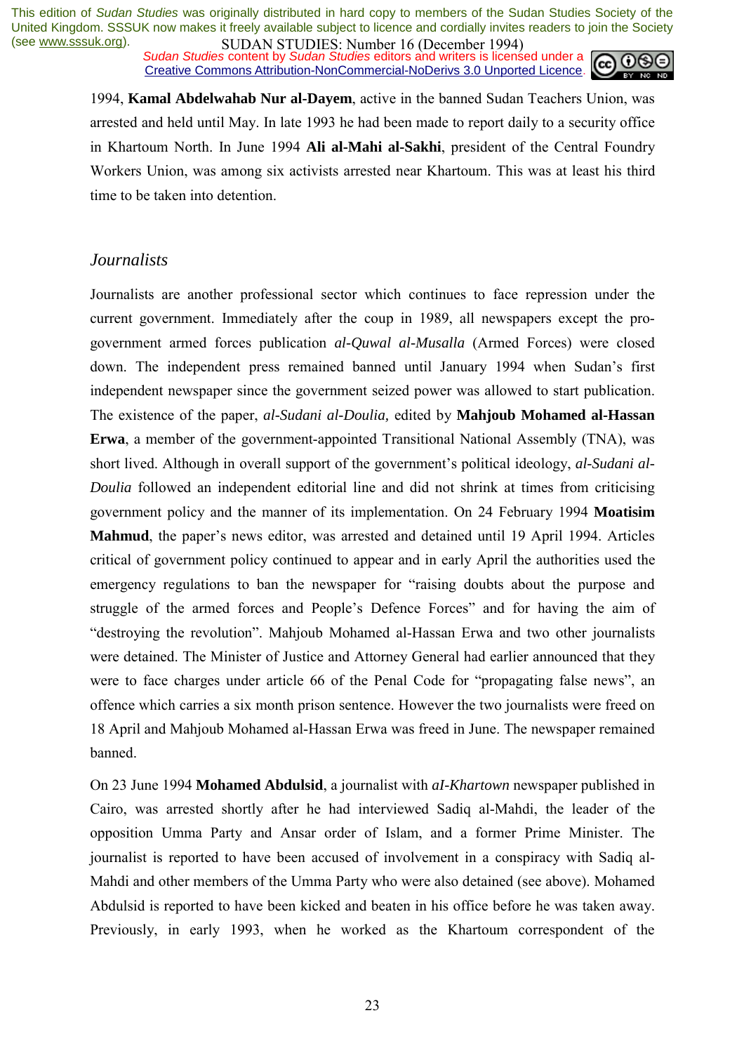1994, **Kamal Abdelwahab Nur al-Dayem**, active in the banned Sudan Teachers Union, was arrested and held until May. In late 1993 he had been made to report daily to a security office in Khartoum North. In June 1994 **Ali al-Mahi al-Sakhi**, president of the Central Foundry Workers Union, was among six activists arrested near Khartoum. This was at least his third time to be taken into detention.

### *Journalists*

Journalists are another professional sector which continues to face repression under the current government. Immediately after the coup in 1989, all newspapers except the pro-government armed forces publication *al-Quwal al-Musalla* (Armed Forces) were closed down. The independent press remained banned until January 1994 when Sudan's first independent newspaper since the government seized power was allowed to start publication. The existence of the paper, *al-Sudani al-Doulia,* edited by **Mahjoub Mohamed al-Hassan Erwa**, a member of the government-appointed Transitional National Assembly (TNA), was short lived. Although in overall support of the government's political ideology, *al-Sudani al-Doulia* followed an independent editorial line and did not shrink at times from criticising government policy and the manner of its implementation. On 24 February 1994 **Moatisim Mahmud**, the paper's news editor, was arrested and detained until 19 April 1994. Articles critical of government policy continued to appear and in early April the authorities used the emergency regulations to ban the newspaper for "raising doubts about the purpose and struggle of the armed forces and People's Defence Forces" and for having the aim of "destroying the revolution". Mahjoub Mohamed al-Hassan Erwa and two other journalists were detained. The Minister of Justice and Attorney General had earlier announced that they were to face charges under article 66 of the Penal Code for "propagating false news", an offence which carries a six month prison sentence. However the two journalists were freed on 18 April and Mahjoub Mohamed al-Hassan Erwa was freed in June. The newspaper remained banned.

On 23 June 1994 **Mohamed Abdulsid**, a journalist with *aI-Khartown* newspaper published in Cairo, was arrested shortly after he had interviewed Sadiq al-Mahdi, the leader of the opposition Umma Party and Ansar order of Islam, and a former Prime Minister. The journalist is reported to have been accused of involvement in a conspiracy with Sadiq al-Mahdi and other members of the Umma Party who were also detained (see above). Mohamed Abdulsid is reported to have been kicked and beaten in his office before he was taken away. Previously, in early 1993, when he worked as the Khartoum correspondent of the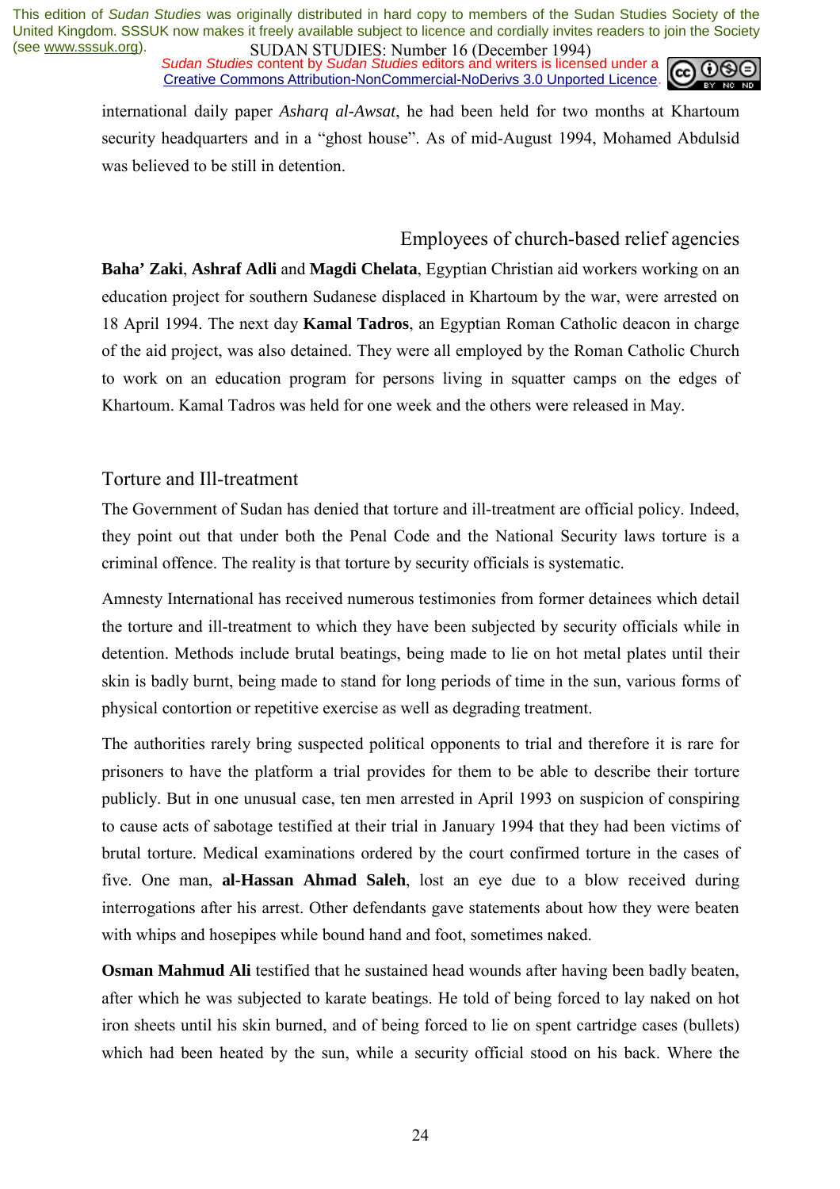international daily paper *Asharq al-Awsat*, he had been held for two months at Khartoum security headquarters and in a "ghost house". As of mid-August 1994, Mohamed Abdulsid was believed to be still in detention.

### Employees of church-based relief agencies

**Baha' Zaki**, **Ashraf Adli** and **Magdi Chelata**, Egyptian Christian aid workers working on an education project for southern Sudanese displaced in Khartoum by the war, were arrested on 18 April 1994. The next day **Kamal Tadros**, an Egyptian Roman Catholic deacon in charge of the aid project, was also detained. They were all employed by the Roman Catholic Church to work on an education program for persons living in squatter camps on the edges of Khartoum. Kamal Tadros was held for one week and the others were released in May.

## Torture and Ill-treatment

The Government of Sudan has denied that torture and ill-treatment are official policy. Indeed, they point out that under both the Penal Code and the National Security laws torture is a criminal offence. The reality is that torture by security officials is systematic.

Amnesty International has received numerous testimonies from former detainees which detail the torture and ill-treatment to which they have been subjected by security officials while in detention. Methods include brutal beatings, being made to lie on hot metal plates until their skin is badly burnt, being made to stand for long periods of time in the sun, various forms of physical contortion or repetitive exercise as well as degrading treatment.

The authorities rarely bring suspected political opponents to trial and therefore it is rare for prisoners to have the platform a trial provides for them to be able to describe their torture publicly. But in one unusual case, ten men arrested in April 1993 on suspicion of conspiring to cause acts of sabotage testified at their trial in January 1994 that they had been victims of brutal torture. Medical examinations ordered by the court confirmed torture in the cases of five. One man, **al-Hassan Ahmad Saleh**, lost an eye due to a blow received during interrogations after his arrest. Other defendants gave statements about how they were beaten with whips and hosepipes while bound hand and foot, sometimes naked.

**Osman Mahmud Ali** testified that he sustained head wounds after having been badly beaten, after which he was subjected to karate beatings. He told of being forced to lay naked on hot iron sheets until his skin burned, and of being forced to lie on spent cartridge cases (bullets) which had been heated by the sun, while a security official stood on his back. Where the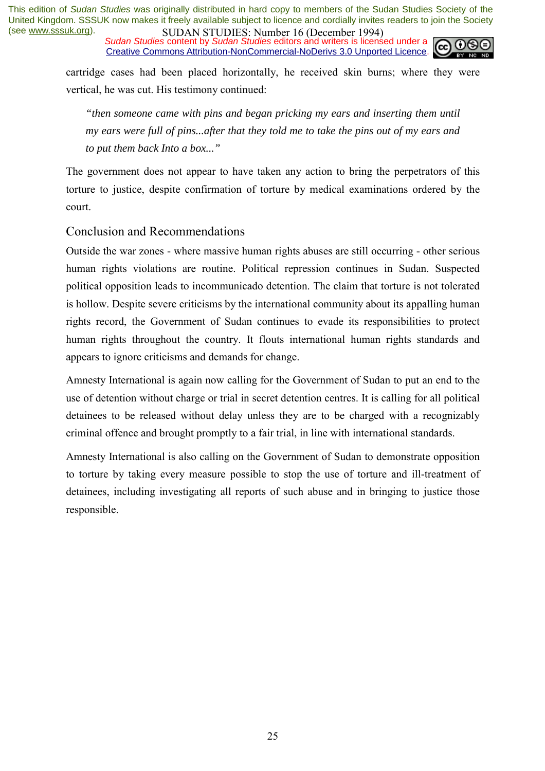cartridge cases had been placed horizontally, he received skin burns; where they were vertical, he was cut. His testimony continued:

> *"then someone came with pins and began pricking my ears and inserting them until my ears were full of pins...after that they told me to take the pins out of my ears and to put them back Into a box..."*

The government does not appear to have taken any action to bring the perpetrators of this torture to justice, despite confirmation of torture by medical examinations ordered by the court.

## Conclusion and Recommendations

Outside the war zones - where massive human rights abuses are still occurring - other serious human rights violations are routine. Political repression continues in Sudan. Suspected political opposition leads to incommunicado detention. The claim that torture is not tolerated is hollow. Despite severe criticisms by the international community about its appalling human rights record, the Government of Sudan continues to evade its responsibilities to protect human rights throughout the country. It flouts international human rights standards and appears to ignore criticisms and demands for change.

Amnesty International is again now calling for the Government of Sudan to put an end to the use of detention without charge or trial in secret detention centres. It is calling for all political detainees to be released without delay unless they are to be charged with a recognizably criminal offence and brought promptly to a fair trial, in line with international standards.

Amnesty International is also calling on the Government of Sudan to demonstrate opposition to torture by taking every measure possible to stop the use of torture and ill-treatment of detainees, including investigating all reports of such abuse and in bringing to justice those responsible.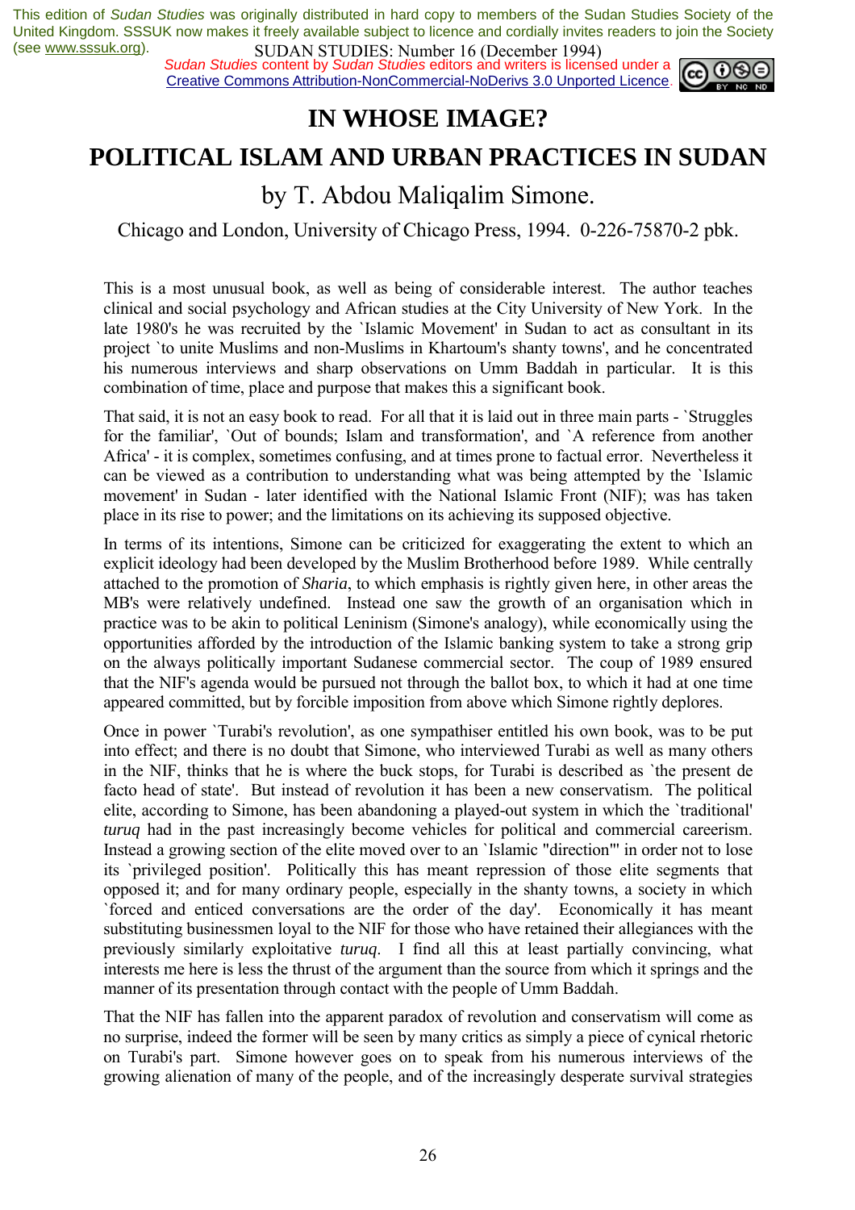# IN WHOSE IMAGE?

## POLITICAL ISLAM AND URBAN PRACTICES IN SUDAN

### by T. Abdou Maliqalim Simone.

Chicago and London, University of Chicago Press, 1994. 0-226-75870-2 pbk.

This is a most unusual book, as well as being of considerable interest. The author teaches clinical and social psychology and African studies at the City University of New York. In the late 1980's he was recruited by the `Islamic Movement' in Sudan to act as consultant in its project `to unite Muslims and non-Muslims in Khartoum's shanty towns', and he concentrated his numerous interviews and sharp observations on Umm Baddah in particular. It is this combination of time, place and purpose that makes this a significant book.

That said, it is not an easy book to read. For all that it is laid out in three main parts - `Struggles for the familiar', `Out of bounds; Islam and transformation', and `A reference from another Africa' - it is complex, sometimes confusing, and at times prone to factual error. Nevertheless it can be viewed as a contribution to understanding what was being attempted by the `Islamic movement' in Sudan - later identified with the National Islamic Front (NIF); was has taken place in its rise to power; and the limitations on its achieving its supposed objective.

In terms of its intentions, Simone can be criticized for exaggerating the extent to which an explicit ideology had been developed by the Muslim Brotherhood before 1989. While centrally attached to the promotion of *Sharia*, to which emphasis is rightly given here, in other areas the MB's were relatively undefined. Instead one saw the growth of an organisation which in practice was to be akin to political Leninism (Simone's analogy), while economically using the opportunities afforded by the introduction of the Islamic banking system to take a strong grip on the always politically important Sudanese commercial sector. The coup of 1989 ensured that the NIF's agenda would be pursued not through the ballot box, to which it had at one time appeared committed, but by forcible imposition from above which Simone rightly deplores.

Once in power `Turabi's revolution', as one sympathiser entitled his own book, was to be put into effect; and there is no doubt that Simone, who interviewed Turabi as well as many others in the NIF, thinks that he is where the buck stops, for Turabi is described as `the present de facto head of state'. But instead of revolution it has been a new conservatism. The political elite, according to Simone, has been abandoning a played-out system in which the `traditional' *turuq* had in the past increasingly become vehicles for political and commercial careerism. Instead a growing section of the elite moved over to an `Islamic "direction"' in order not to lose its `privileged position'. Politically this has meant repression of those elite segments that opposed it; and for many ordinary people, especially in the shanty towns, a society in which `forced and enticed conversations are the order of the day'. Economically it has meant substituting businessmen loyal to the NIF for those who have retained their allegiances with the previously similarly exploitative *turuq*. I find all this at least partially convincing, what interests me here is less the thrust of the argument than the source from which it springs and the manner of its presentation through contact with the people of Umm Baddah.

That the NIF has fallen into the apparent paradox of revolution and conservatism will come as no surprise, indeed the former will be seen by many critics as simply a piece of cynical rhetoric on Turabi's part. Simone however goes on to speak from his numerous interviews of the growing alienation of many of the people, and of the increasingly desperate survival strategies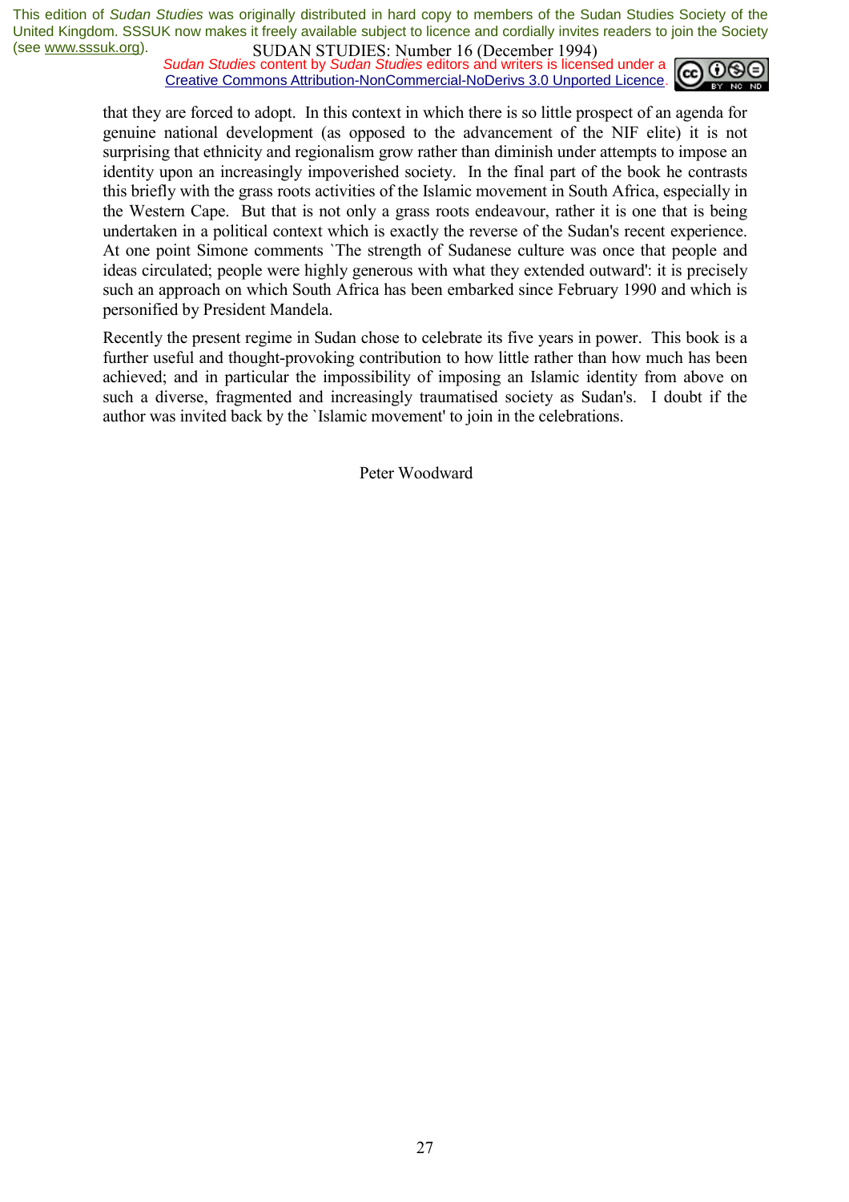that they are forced to adopt. In this context in which there is so little prospect of an agenda for genuine national development (as opposed to the advancement of the NIF elite) it is not surprising that ethnicity and regionalism grow rather than diminish under attempts to impose an identity upon an increasingly impoverished society. In the final part of the book he contrasts this briefly with the grass roots activities of the Islamic movement in South Africa, especially in the Western Cape. But that is not only a grass roots endeavour, rather it is one that is being undertaken in a political context which is exactly the reverse of the Sudan's recent experience. At one point Simone comments `The strength of Sudanese culture was once that people and ideas circulated; people were highly generous with what they extended outward': it is precisely such an approach on which South Africa has been embarked since February 1990 and which is personified by President Mandela.

Recently the present regime in Sudan chose to celebrate its five years in power. This book is a further useful and thought-provoking contribution to how little rather than how much has been achieved; and in particular the impossibility of imposing an Islamic identity from above on such a diverse, fragmented and increasingly traumatised society as Sudan's. I doubt if the author was invited back by the `Islamic movement' to join in the celebrations.

Peter Woodward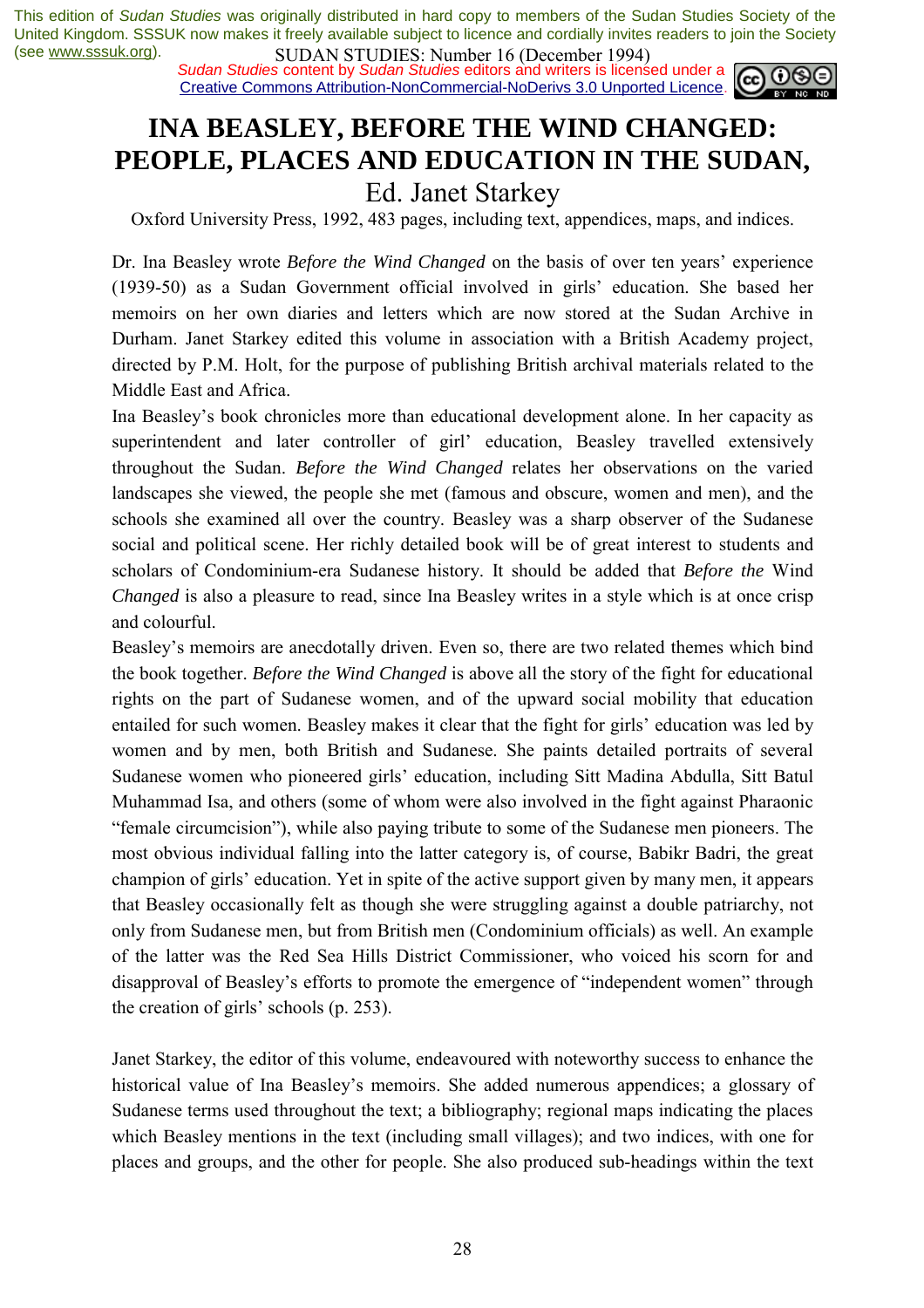# INA BEASLEY, BEFORE THE WIND CHANGED: PEOPLE, PLACES AND EDUCATION IN THE SUDAN,

## Ed. Janet Starkey

Oxford University Press, 1992, 483 pages, including text, appendices, maps, and indices.

Dr. Ina Beasley wrote *Before the Wind Changed* on the basis of over ten years' experience (1939-50) as a Sudan Government official involved in girls' education. She based her memoirs on her own diaries and letters which are now stored at the Sudan Archive in Durham. Janet Starkey edited this volume in association with a British Academy project, directed by P.M. Holt, for the purpose of publishing British archival materials related to the Middle East and Africa.

Ina Beasley's book chronicles more than educational development alone. In her capacity as superintendent and later controller of girl' education, Beasley travelled extensively throughout the Sudan. *Before the Wind Changed* relates her observations on the varied landscapes she viewed, the people she met (famous and obscure, women and men), and the schools she examined all over the country. Beasley was a sharp observer of the Sudanese social and political scene. Her richly detailed book will be of great interest to students and scholars of Condominium-era Sudanese history. It should be added that *Before the* Wind *Changed* is also a pleasure to read, since Ina Beasley writes in a style which is at once crisp and colourful.

Beasley's memoirs are anecdotally driven. Even so, there are two related themes which bind the book together. *Before the Wind Changed* is above all the story of the fight for educational rights on the part of Sudanese women, and of the upward social mobility that education entailed for such women. Beasley makes it clear that the fight for girls' education was led by women and by men, both British and Sudanese. She paints detailed portraits of several Sudanese women who pioneered girls' education, including Sitt Madina Abdulla, Sitt Batul Muhammad Isa, and others (some of whom were also involved in the fight against Pharaonic "female circumcision"), while also paying tribute to some of the Sudanese men pioneers. The most obvious individual falling into the latter category is, of course, Babikr Badri, the great champion of girls' education. Yet in spite of the active support given by many men, it appears that Beasley occasionally felt as though she were struggling against a double patriarchy, not only from Sudanese men, but from British men (Condominium officials) as well. An example of the latter was the Red Sea Hills District Commissioner, who voiced his scorn for and disapproval of Beasley's efforts to promote the emergence of "independent women" through the creation of girls' schools (p. 253).

Janet Starkey, the editor of this volume, endeavoured with noteworthy success to enhance the historical value of Ina Beasley's memoirs. She added numerous appendices; a glossary of Sudanese terms used throughout the text; a bibliography; regional maps indicating the places which Beasley mentions in the text (including small villages); and two indices, with one for places and groups, and the other for people. She also produced sub-headings within the text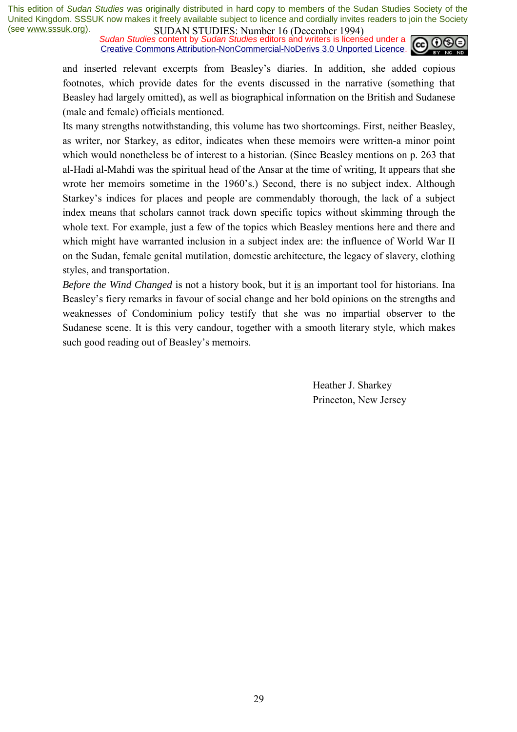and inserted relevant excerpts from Beasley's diaries. In addition, she added copious footnotes, which provide dates for the events discussed in the narrative (something that Beasley had largely omitted), as well as biographical information on the British and Sudanese (male and female) officials mentioned.

Its many strengths notwithstanding, this volume has two shortcomings. First, neither Beasley, as writer, nor Starkey, as editor, indicates when these memoirs were written-a minor point which would nonetheless be of interest to a historian. (Since Beasley mentions on p. 263 that al-Hadi al-Mahdi was the spiritual head of the Ansar at the time of writing, It appears that she wrote her memoirs sometime in the 1960's.) Second, there is no subject index. Although Starkey's indices for places and people are commendably thorough, the lack of a subject index means that scholars cannot track down specific topics without skimming through the whole text. For example, just a few of the topics which Beasley mentions here and there and which might have warranted inclusion in a subject index are: the influence of World War II on the Sudan, female genital mutilation, domestic architecture, the legacy of slavery, clothing styles, and transportation.

*Before the Wind Changed* is not a history book, but it <u>is</u> an important tool for historians. Ina Beasley's fiery remarks in favour of social change and her bold opinions on the strengths and weaknesses of Condominium policy testify that she was no impartial observer to the Sudanese scene. It is this very candour, together with a smooth literary style, which makes such good reading out of Beasley's memoirs.

Heather J. Sharkey
Princeton, New Jersey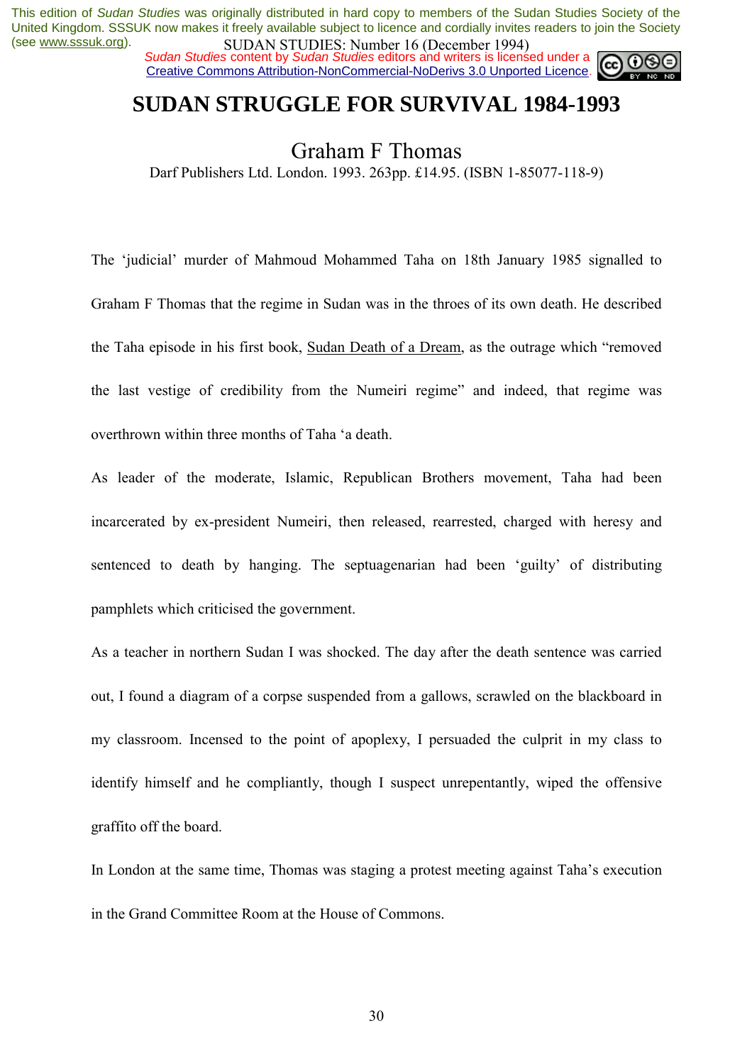# SUDAN STRUGGLE FOR SURVIVAL 1984-1993

## Graham F Thomas

Darf Publishers Ltd. London. 1993. 263pp. £14.95. (ISBN 1-85077-118-9)

The 'judicial' murder of Mahmoud Mohammed Taha on 18th January 1985 signalled to Graham F Thomas that the regime in Sudan was in the throes of its own death. He described the Taha episode in his first book, Sudan Death of a Dream, as the outrage which "removed the last vestige of credibility from the Numeiri regime" and indeed, that regime was overthrown within three months of Taha 'a death.

As leader of the moderate, Islamic, Republican Brothers movement, Taha had been incarcerated by ex-president Numeiri, then released, rearrested, charged with heresy and sentenced to death by hanging. The septuagenarian had been 'guilty' of distributing pamphlets which criticised the government.

As a teacher in northern Sudan I was shocked. The day after the death sentence was carried out, I found a diagram of a corpse suspended from a gallows, scrawled on the blackboard in my classroom. Incensed to the point of apoplexy, I persuaded the culprit in my class to identify himself and he compliantly, though I suspect unrepentantly, wiped the offensive graffito off the board.

In London at the same time, Thomas was staging a protest meeting against Taha's execution in the Grand Committee Room at the House of Commons.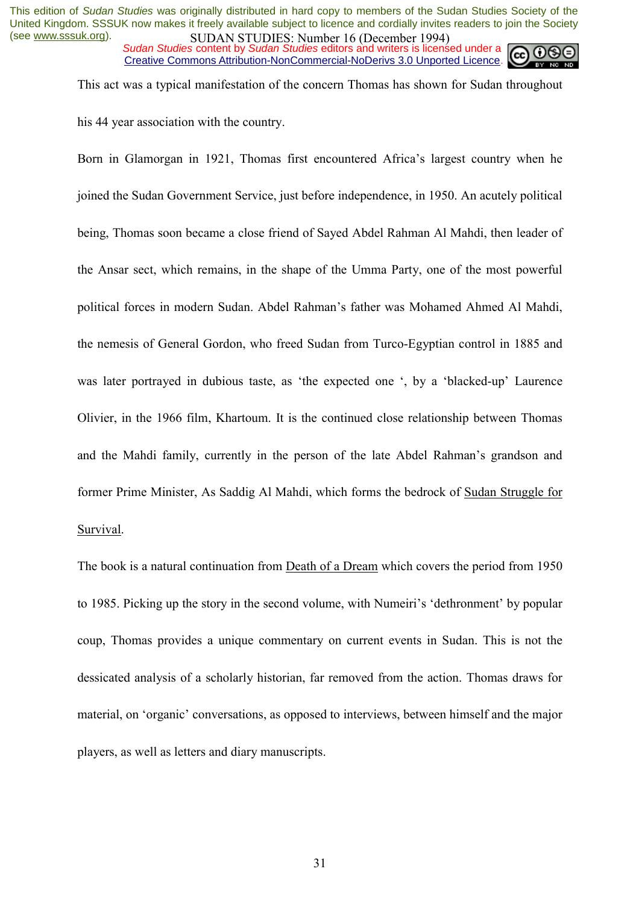This act was a typical manifestation of the concern Thomas has shown for Sudan throughout his 44 year association with the country.

Born in Glamorgan in 1921, Thomas first encountered Africa's largest country when he joined the Sudan Government Service, just before independence, in 1950. An acutely political being, Thomas soon became a close friend of Sayed Abdel Rahman Al Mahdi, then leader of the Ansar sect, which remains, in the shape of the Umma Party, one of the most powerful political forces in modern Sudan. Abdel Rahman's father was Mohamed Ahmed Al Mahdi, the nemesis of General Gordon, who freed Sudan from Turco-Egyptian control in 1885 and was later portrayed in dubious taste, as 'the expected one ', by a 'blacked-up' Laurence Olivier, in the 1966 film, Khartoum. It is the continued close relationship between Thomas and the Mahdi family, currently in the person of the late Abdel Rahman's grandson and former Prime Minister, As Saddig Al Mahdi, which forms the bedrock of Sudan Struggle for Survival.

The book is a natural continuation from Death of a Dream which covers the period from 1950 to 1985. Picking up the story in the second volume, with Numeiri's 'dethronment' by popular coup, Thomas provides a unique commentary on current events in Sudan. This is not the dessicated analysis of a scholarly historian, far removed from the action. Thomas draws for material, on 'organic' conversations, as opposed to interviews, between himself and the major players, as well as letters and diary manuscripts.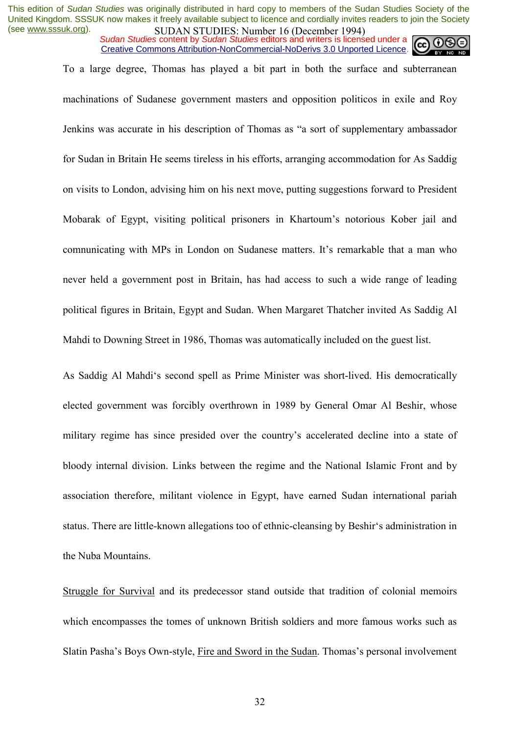To a large degree, Thomas has played a bit part in both the surface and subterranean machinations of Sudanese government masters and opposition politicos in exile and Roy Jenkins was accurate in his description of Thomas as "a sort of supplementary ambassador for Sudan in Britain He seems tireless in his efforts, arranging accommodation for As Saddig on visits to London, advising him on his next move, putting suggestions forward to President Mobarak of Egypt, visiting political prisoners in Khartoum's notorious Kober jail and comnunicating with MPs in London on Sudanese matters. It's remarkable that a man who never held a government post in Britain, has had access to such a wide range of leading political figures in Britain, Egypt and Sudan. When Margaret Thatcher invited As Saddig Al Mahdi to Downing Street in 1986, Thomas was automatically included on the guest list.

As Saddig Al Mahdi's second spell as Prime Minister was short-lived. His democratically elected government was forcibly overthrown in 1989 by General Omar Al Beshir, whose military regime has since presided over the country's accelerated decline into a state of bloody internal division. Links between the regime and the National Islamic Front and by association therefore, militant violence in Egypt, have earned Sudan international pariah status. There are little-known allegations too of ethnic-cleansing by Beshir's administration in the Nuba Mountains.

Struggle for Survival and its predecessor stand outside that tradition of colonial memoirs which encompasses the tomes of unknown British soldiers and more famous works such as Slatin Pasha's Boys Own-style, Fire and Sword in the Sudan. Thomas's personal involvement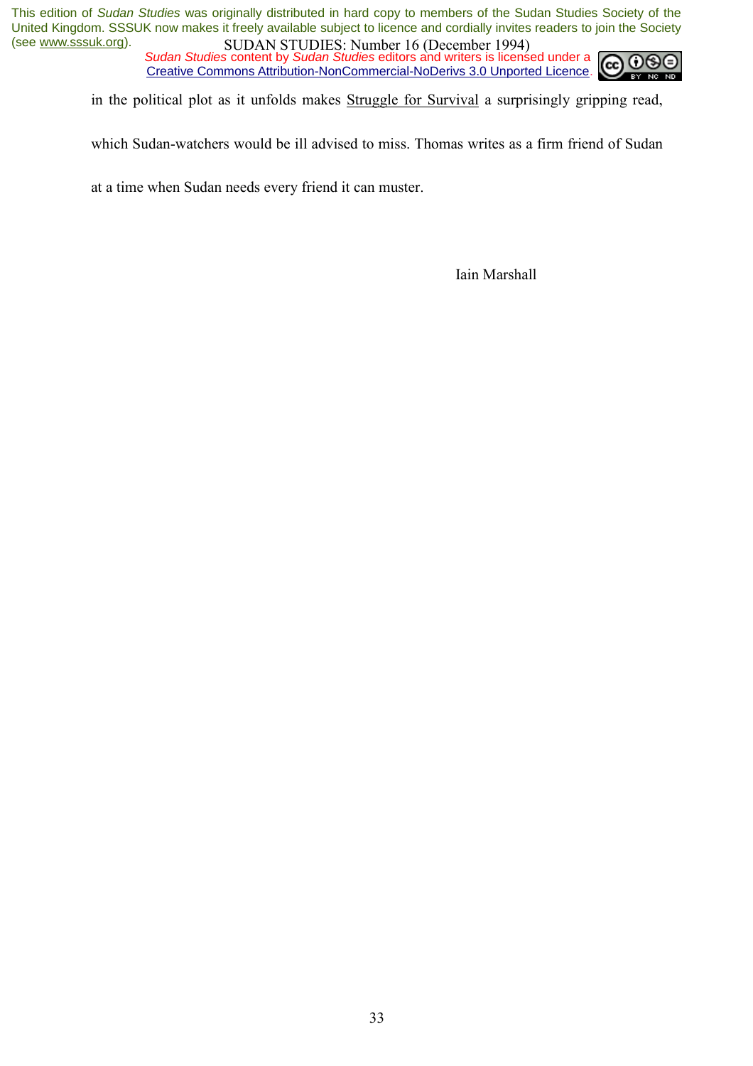in the political plot as it unfolds makes Struggle for Survival a surprisingly gripping read, which Sudan-watchers would be ill advised to miss. Thomas writes as a firm friend of Sudan at a time when Sudan needs every friend it can muster.

Iain Marshall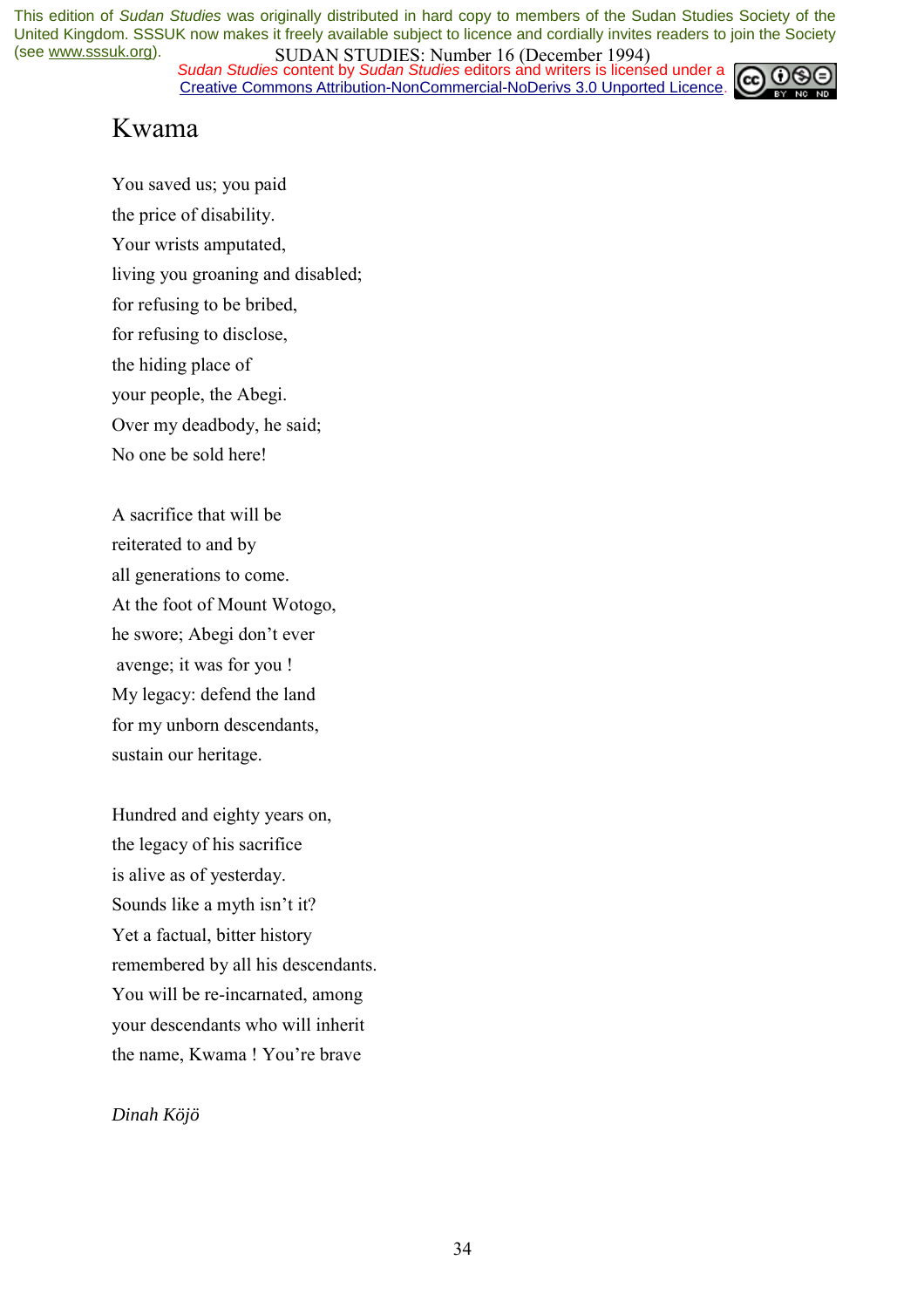# Kwama

You saved us; you paid
the price of disability.
Your wrists amputated,
living you groaning and disabled;
for refusing to be bribed,
for refusing to disclose,
the hiding place of
your people, the Abegi.
Over my deadbody, he said;
No one be sold here!

A sacrifice that will be
reiterated to and by
all generations to come.
At the foot of Mount Wotogo,
he swore; Abegi don't ever
avenge; it was for you !
My legacy: defend the land
for my unborn descendants,
sustain our heritage.

Hundred and eighty years on,
the legacy of his sacrifice
is alive as of yesterday.
Sounds like a myth isn't it?
Yet a factual, bitter history
remembered by all his descendants.
You will be re-incarnated, among
your descendants who will inherit
the name, Kwama ! You're brave

*Dinah Köjö*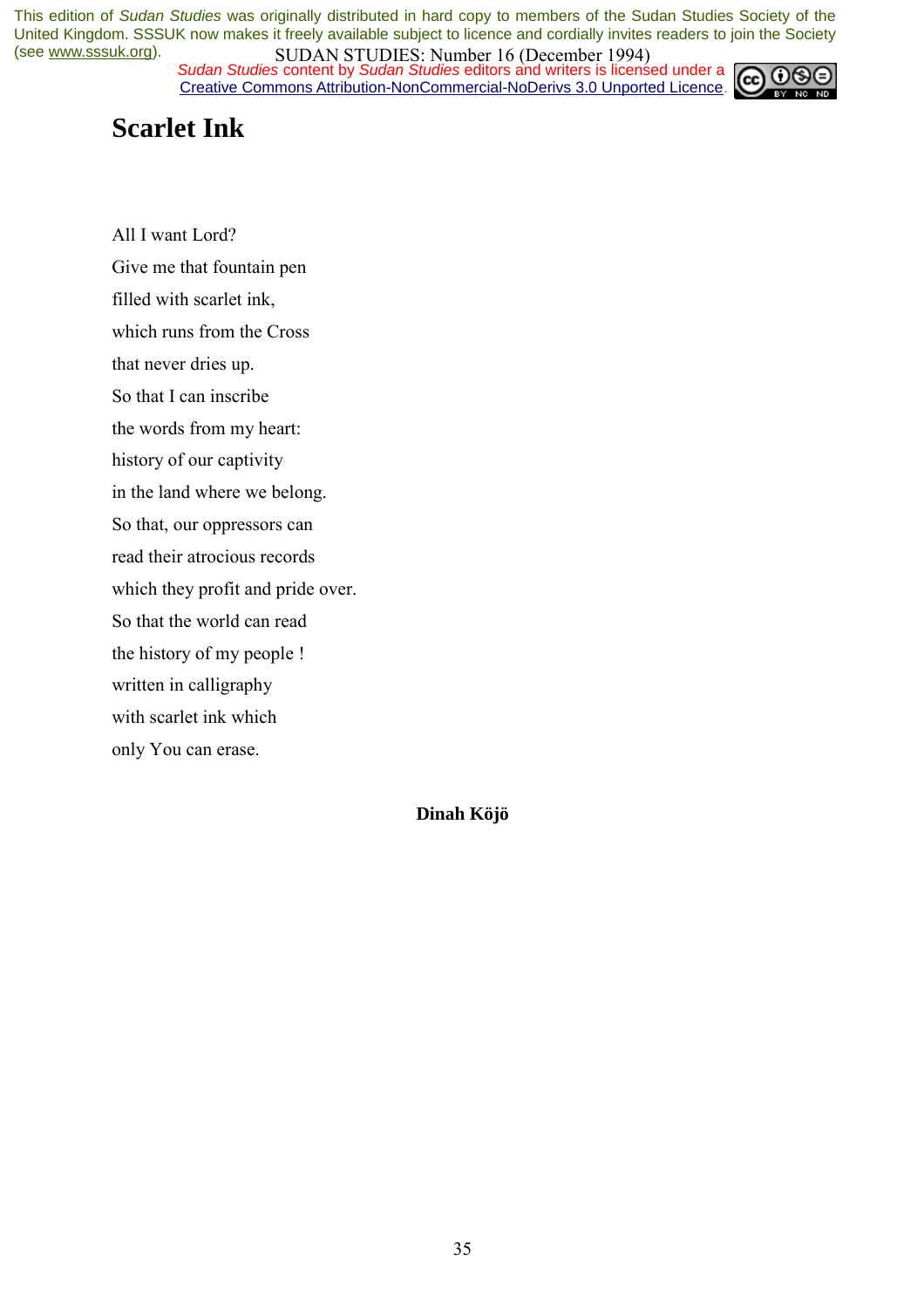# Scarlet Ink

All I want Lord?  
Give me that fountain pen  
filled with scarlet ink,  
which runs from the Cross  
that never dries up.  
So that I can inscribe  
the words from my heart:  
history of our captivity  
in the land where we belong.  
So that, our oppressors can  
read their atrocious records  
which they profit and pride over.  
So that the world can read  
the history of my people !  
written in calligraphy  
with scarlet ink which  
only You can erase.

**Dinah Köjö**